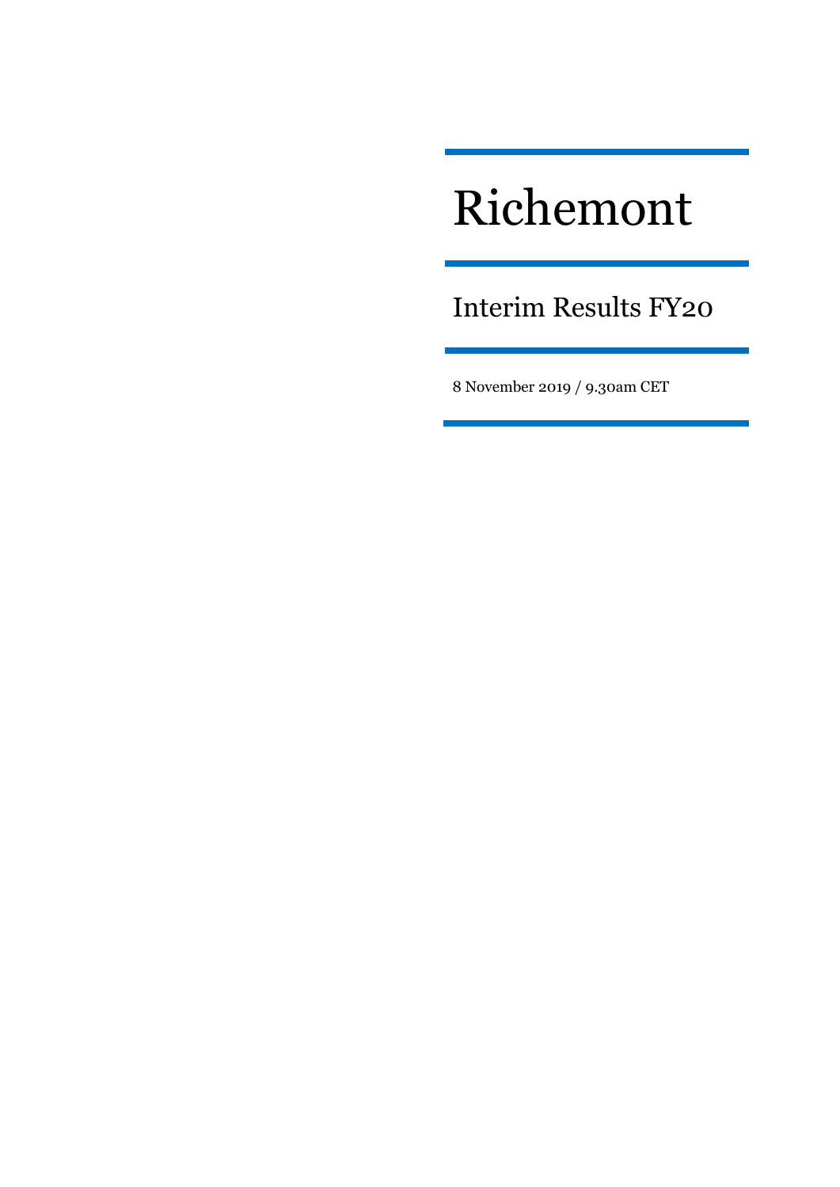# Richemont

## Interim Results FY20

8 November 2019 / 9.30am CET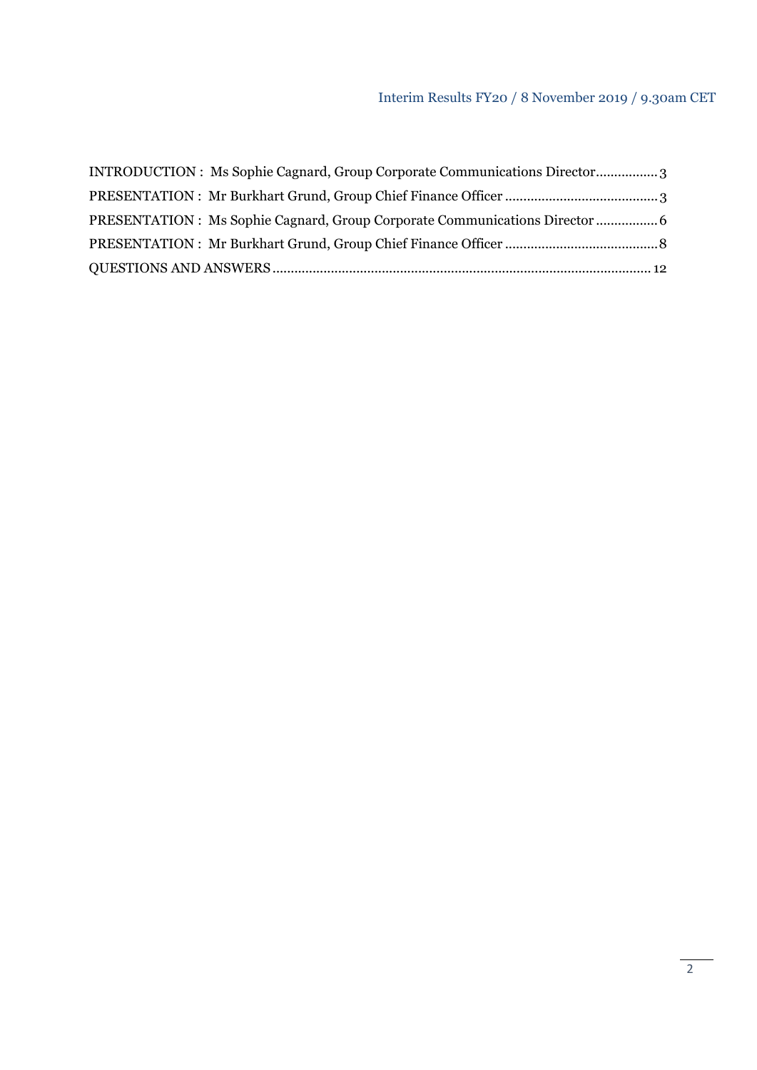INTRODUCTION : Ms Sophie Cagnard, Group Corporate Communications Director................. 3

PRESENTATION : Mr Burkhart Grund, Group Chief Finance Officer ......................................... 3

PRESENTATION : Ms Sophie Cagnard, Group Corporate Communications Director ................. 6

PRESENTATION : Mr Burkhart Grund, Group Chief Finance Officer ......................................... 8

QUESTIONS AND ANSWERS ..................................................................................................... 12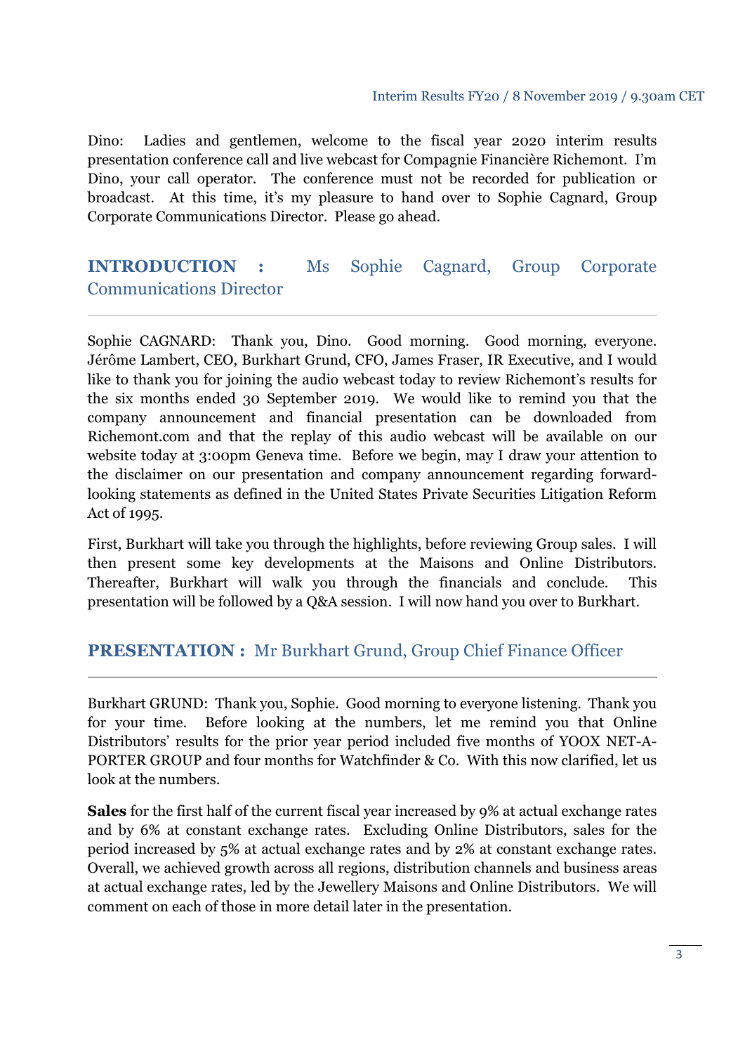Dino: Ladies and gentlemen, welcome to the fiscal year 2020 interim results presentation conference call and live webcast for Compagnie Financière Richemont. I'm Dino, your call operator. The conference must not be recorded for publication or broadcast. At this time, it's my pleasure to hand over to Sophie Cagnard, Group Corporate Communications Director. Please go ahead.

## INTRODUCTION : Ms Sophie Cagnard, Group Corporate Communications Director

Sophie CAGNARD: Thank you, Dino. Good morning. Good morning, everyone. Jérôme Lambert, CEO, Burkhart Grund, CFO, James Fraser, IR Executive, and I would like to thank you for joining the audio webcast today to review Richemont's results for the six months ended 30 September 2019. We would like to remind you that the company announcement and financial presentation can be downloaded from Richemont.com and that the replay of this audio webcast will be available on our website today at 3:00pm Geneva time. Before we begin, may I draw your attention to the disclaimer on our presentation and company announcement regarding forward-looking statements as defined in the United States Private Securities Litigation Reform Act of 1995.

First, Burkhart will take you through the highlights, before reviewing Group sales. I will then present some key developments at the Maisons and Online Distributors. Thereafter, Burkhart will walk you through the financials and conclude. This presentation will be followed by a Q&A session. I will now hand you over to Burkhart.

## PRESENTATION : Mr Burkhart Grund, Group Chief Finance Officer

Burkhart GRUND: Thank you, Sophie. Good morning to everyone listening. Thank you for your time. Before looking at the numbers, let me remind you that Online Distributors' results for the prior year period included five months of YOOX NET-A-PORTER GROUP and four months for Watchfinder & Co. With this now clarified, let us look at the numbers.

**Sales** for the first half of the current fiscal year increased by 9% at actual exchange rates and by 6% at constant exchange rates. Excluding Online Distributors, sales for the period increased by 5% at actual exchange rates and by 2% at constant exchange rates. Overall, we achieved growth across all regions, distribution channels and business areas at actual exchange rates, led by the Jewellery Maisons and Online Distributors. We will comment on each of those in more detail later in the presentation.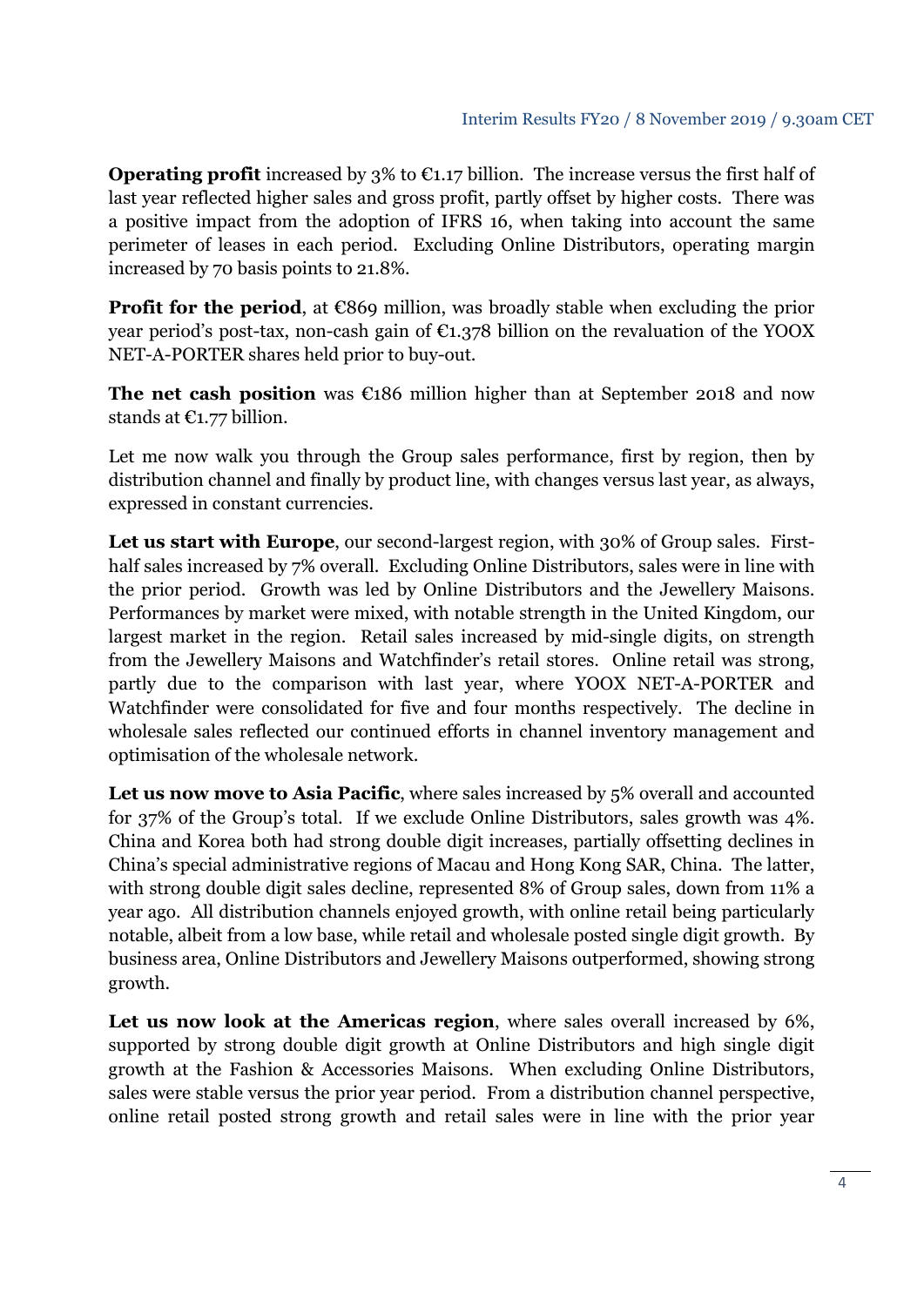**Operating profit** increased by 3% to €1.17 billion. The increase versus the first half of last year reflected higher sales and gross profit, partly offset by higher costs. There was a positive impact from the adoption of IFRS 16, when taking into account the same perimeter of leases in each period. Excluding Online Distributors, operating margin increased by 70 basis points to 21.8%.

**Profit for the period**, at €869 million, was broadly stable when excluding the prior year period's post-tax, non-cash gain of €1.378 billion on the revaluation of the YOOX NET-A-PORTER shares held prior to buy-out.

**The net cash position** was €186 million higher than at September 2018 and now stands at €1.77 billion.

Let me now walk you through the Group sales performance, first by region, then by distribution channel and finally by product line, with changes versus last year, as always, expressed in constant currencies.

**Let us start with Europe**, our second-largest region, with 30% of Group sales. First-half sales increased by 7% overall. Excluding Online Distributors, sales were in line with the prior period. Growth was led by Online Distributors and the Jewellery Maisons. Performances by market were mixed, with notable strength in the United Kingdom, our largest market in the region. Retail sales increased by mid-single digits, on strength from the Jewellery Maisons and Watchfinder's retail stores. Online retail was strong, partly due to the comparison with last year, where YOOX NET-A-PORTER and Watchfinder were consolidated for five and four months respectively. The decline in wholesale sales reflected our continued efforts in channel inventory management and optimisation of the wholesale network.

**Let us now move to Asia Pacific**, where sales increased by 5% overall and accounted for 37% of the Group's total. If we exclude Online Distributors, sales growth was 4%. China and Korea both had strong double digit increases, partially offsetting declines in China's special administrative regions of Macau and Hong Kong SAR, China. The latter, with strong double digit sales decline, represented 8% of Group sales, down from 11% a year ago. All distribution channels enjoyed growth, with online retail being particularly notable, albeit from a low base, while retail and wholesale posted single digit growth. By business area, Online Distributors and Jewellery Maisons outperformed, showing strong growth.

**Let us now look at the Americas region**, where sales overall increased by 6%, supported by strong double digit growth at Online Distributors and high single digit growth at the Fashion & Accessories Maisons. When excluding Online Distributors, sales were stable versus the prior year period. From a distribution channel perspective, online retail posted strong growth and retail sales were in line with the prior year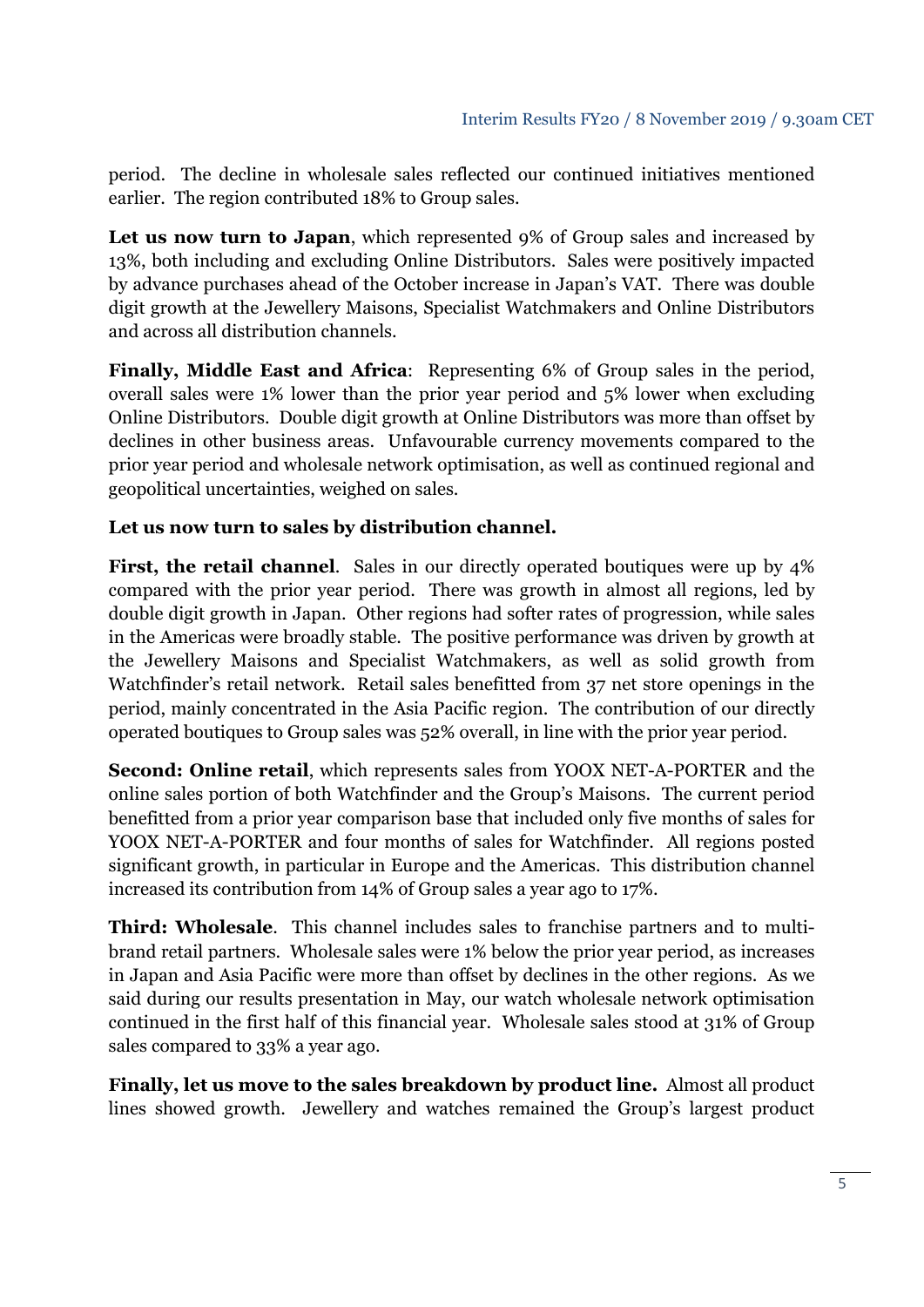period. The decline in wholesale sales reflected our continued initiatives mentioned earlier. The region contributed 18% to Group sales.

**Let us now turn to Japan**, which represented 9% of Group sales and increased by 13%, both including and excluding Online Distributors. Sales were positively impacted by advance purchases ahead of the October increase in Japan's VAT. There was double digit growth at the Jewellery Maisons, Specialist Watchmakers and Online Distributors and across all distribution channels.

**Finally, Middle East and Africa**: Representing 6% of Group sales in the period, overall sales were 1% lower than the prior year period and 5% lower when excluding Online Distributors. Double digit growth at Online Distributors was more than offset by declines in other business areas. Unfavourable currency movements compared to the prior year period and wholesale network optimisation, as well as continued regional and geopolitical uncertainties, weighed on sales.

**Let us now turn to sales by distribution channel.**

**First, the retail channel**. Sales in our directly operated boutiques were up by 4% compared with the prior year period. There was growth in almost all regions, led by double digit growth in Japan. Other regions had softer rates of progression, while sales in the Americas were broadly stable. The positive performance was driven by growth at the Jewellery Maisons and Specialist Watchmakers, as well as solid growth from Watchfinder's retail network. Retail sales benefitted from 37 net store openings in the period, mainly concentrated in the Asia Pacific region. The contribution of our directly operated boutiques to Group sales was 52% overall, in line with the prior year period.

**Second: Online retail**, which represents sales from YOOX NET-A-PORTER and the online sales portion of both Watchfinder and the Group's Maisons. The current period benefitted from a prior year comparison base that included only five months of sales for YOOX NET-A-PORTER and four months of sales for Watchfinder. All regions posted significant growth, in particular in Europe and the Americas. This distribution channel increased its contribution from 14% of Group sales a year ago to 17%.

**Third: Wholesale**. This channel includes sales to franchise partners and to multi-brand retail partners. Wholesale sales were 1% below the prior year period, as increases in Japan and Asia Pacific were more than offset by declines in the other regions. As we said during our results presentation in May, our watch wholesale network optimisation continued in the first half of this financial year. Wholesale sales stood at 31% of Group sales compared to 33% a year ago.

**Finally, let us move to the sales breakdown by product line.** Almost all product lines showed growth. Jewellery and watches remained the Group's largest product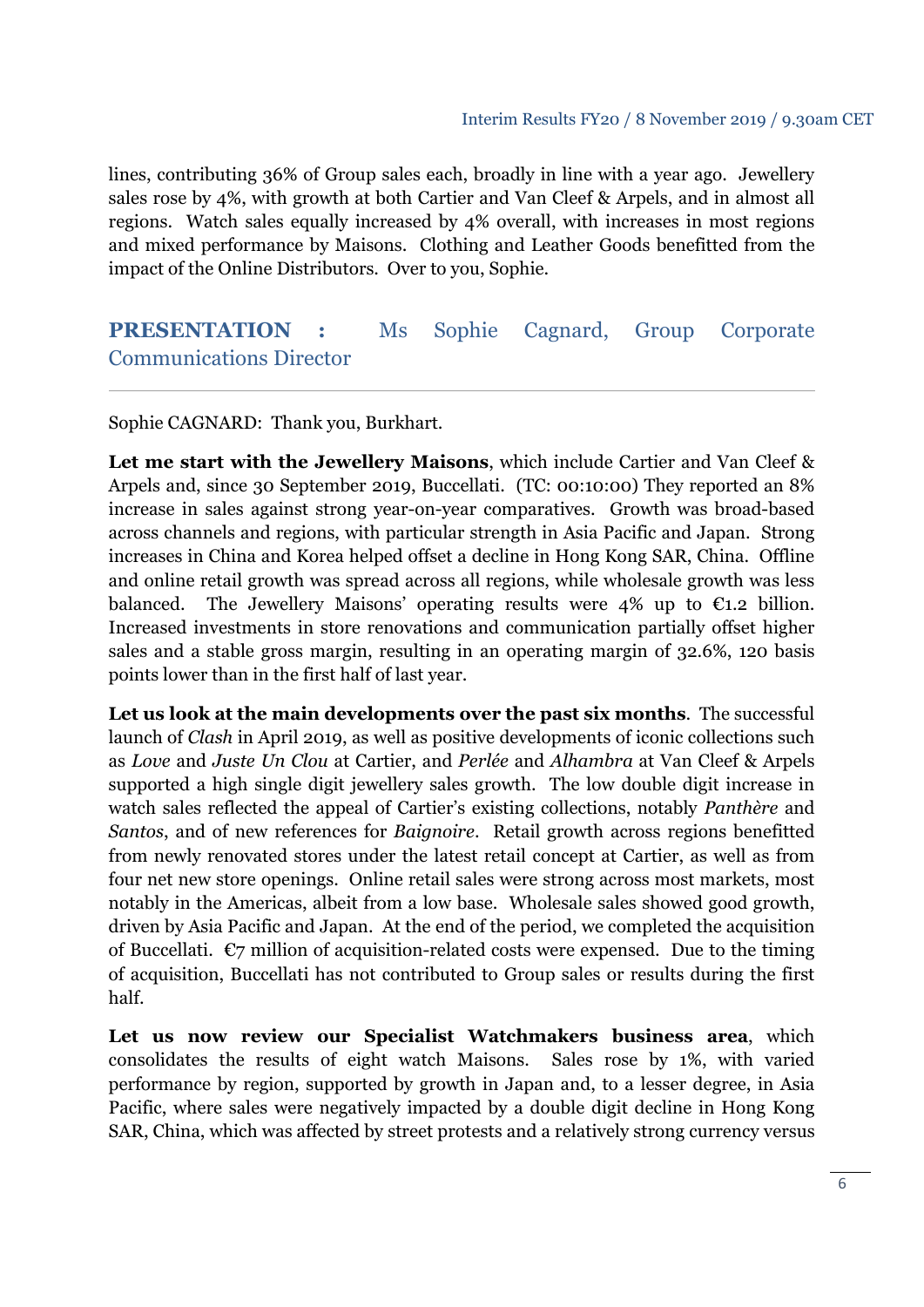lines, contributing 36% of Group sales each, broadly in line with a year ago. Jewellery sales rose by 4%, with growth at both Cartier and Van Cleef & Arpels, and in almost all regions. Watch sales equally increased by 4% overall, with increases in most regions and mixed performance by Maisons. Clothing and Leather Goods benefitted from the impact of the Online Distributors. Over to you, Sophie.

## PRESENTATION : Ms Sophie Cagnard, Group Corporate Communications Director

Sophie CAGNARD: Thank you, Burkhart.

**Let me start with the Jewellery Maisons**, which include Cartier and Van Cleef & Arpels and, since 30 September 2019, Buccellati. (TC: 00:10:00) They reported an 8% increase in sales against strong year-on-year comparatives. Growth was broad-based across channels and regions, with particular strength in Asia Pacific and Japan. Strong increases in China and Korea helped offset a decline in Hong Kong SAR, China. Offline and online retail growth was spread across all regions, while wholesale growth was less balanced. The Jewellery Maisons' operating results were 4% up to €1.2 billion. Increased investments in store renovations and communication partially offset higher sales and a stable gross margin, resulting in an operating margin of 32.6%, 120 basis points lower than in the first half of last year.

**Let us look at the main developments over the past six months**. The successful launch of *Clash* in April 2019, as well as positive developments of iconic collections such as *Love* and *Juste Un Clou* at Cartier, and *Perlée* and *Alhambra* at Van Cleef & Arpels supported a high single digit jewellery sales growth. The low double digit increase in watch sales reflected the appeal of Cartier's existing collections, notably *Panthère* and *Santos*, and of new references for *Baignoire*. Retail growth across regions benefitted from newly renovated stores under the latest retail concept at Cartier, as well as from four net new store openings. Online retail sales were strong across most markets, most notably in the Americas, albeit from a low base. Wholesale sales showed good growth, driven by Asia Pacific and Japan. At the end of the period, we completed the acquisition of Buccellati. €7 million of acquisition-related costs were expensed. Due to the timing of acquisition, Buccellati has not contributed to Group sales or results during the first half.

**Let us now review our Specialist Watchmakers business area**, which consolidates the results of eight watch Maisons. Sales rose by 1%, with varied performance by region, supported by growth in Japan and, to a lesser degree, in Asia Pacific, where sales were negatively impacted by a double digit decline in Hong Kong SAR, China, which was affected by street protests and a relatively strong currency versus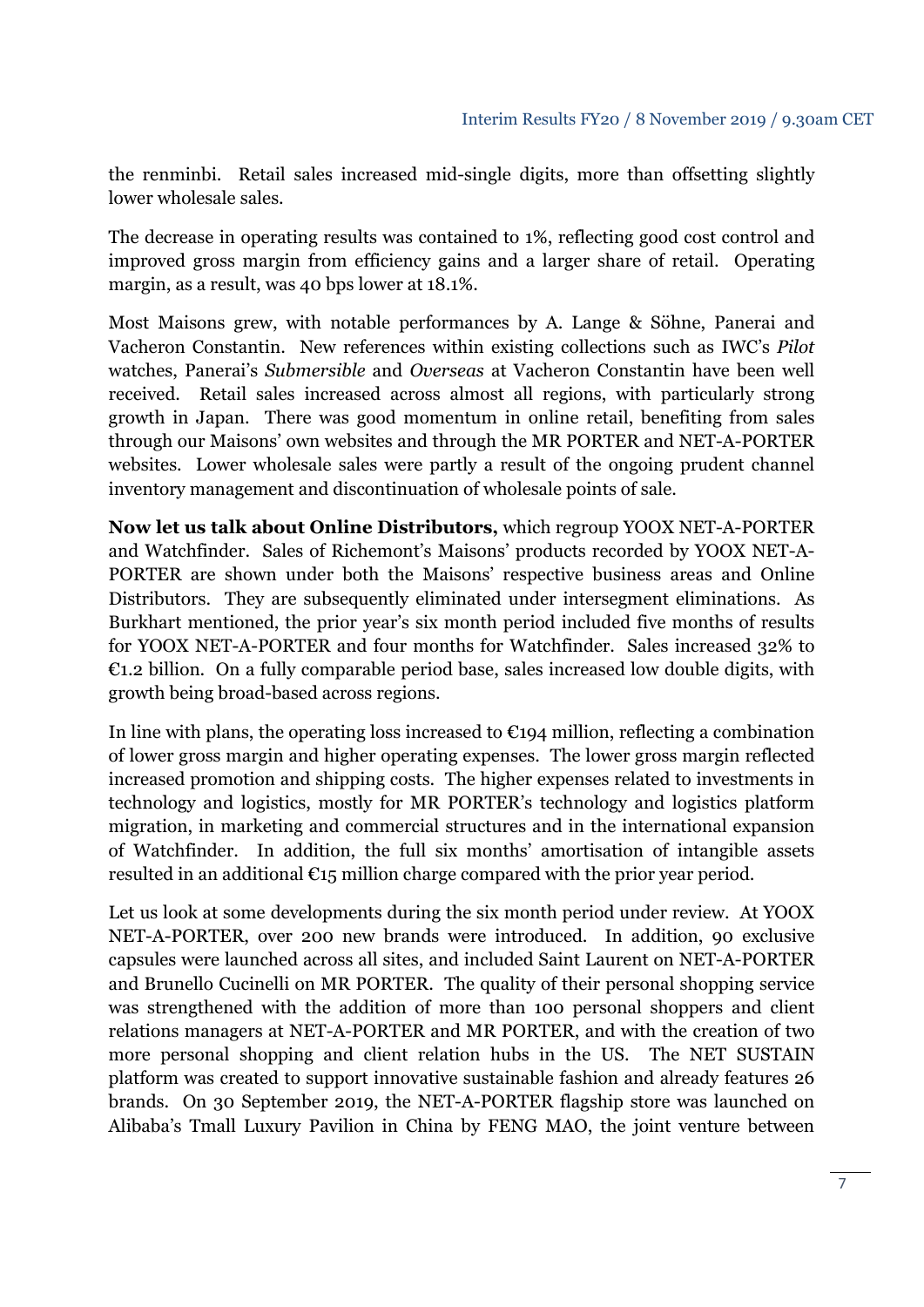the renminbi. Retail sales increased mid-single digits, more than offsetting slightly lower wholesale sales.

The decrease in operating results was contained to 1%, reflecting good cost control and improved gross margin from efficiency gains and a larger share of retail. Operating margin, as a result, was 40 bps lower at 18.1%.

Most Maisons grew, with notable performances by A. Lange & Söhne, Panerai and Vacheron Constantin. New references within existing collections such as IWC's *Pilot* watches, Panerai's *Submersible* and *Overseas* at Vacheron Constantin have been well received. Retail sales increased across almost all regions, with particularly strong growth in Japan. There was good momentum in online retail, benefiting from sales through our Maisons' own websites and through the MR PORTER and NET-A-PORTER websites. Lower wholesale sales were partly a result of the ongoing prudent channel inventory management and discontinuation of wholesale points of sale.

**Now let us talk about Online Distributors,** which regroup YOOX NET-A-PORTER and Watchfinder. Sales of Richemont's Maisons' products recorded by YOOX NET-A-PORTER are shown under both the Maisons' respective business areas and Online Distributors. They are subsequently eliminated under intersegment eliminations. As Burkhart mentioned, the prior year's six month period included five months of results for YOOX NET-A-PORTER and four months for Watchfinder. Sales increased 32% to €1.2 billion. On a fully comparable period base, sales increased low double digits, with growth being broad-based across regions.

In line with plans, the operating loss increased to €194 million, reflecting a combination of lower gross margin and higher operating expenses. The lower gross margin reflected increased promotion and shipping costs. The higher expenses related to investments in technology and logistics, mostly for MR PORTER's technology and logistics platform migration, in marketing and commercial structures and in the international expansion of Watchfinder. In addition, the full six months' amortisation of intangible assets resulted in an additional €15 million charge compared with the prior year period.

Let us look at some developments during the six month period under review. At YOOX NET-A-PORTER, over 200 new brands were introduced. In addition, 90 exclusive capsules were launched across all sites, and included Saint Laurent on NET-A-PORTER and Brunello Cucinelli on MR PORTER. The quality of their personal shopping service was strengthened with the addition of more than 100 personal shoppers and client relations managers at NET-A-PORTER and MR PORTER, and with the creation of two more personal shopping and client relation hubs in the US. The NET SUSTAIN platform was created to support innovative sustainable fashion and already features 26 brands. On 30 September 2019, the NET-A-PORTER flagship store was launched on Alibaba's Tmall Luxury Pavilion in China by FENG MAO, the joint venture between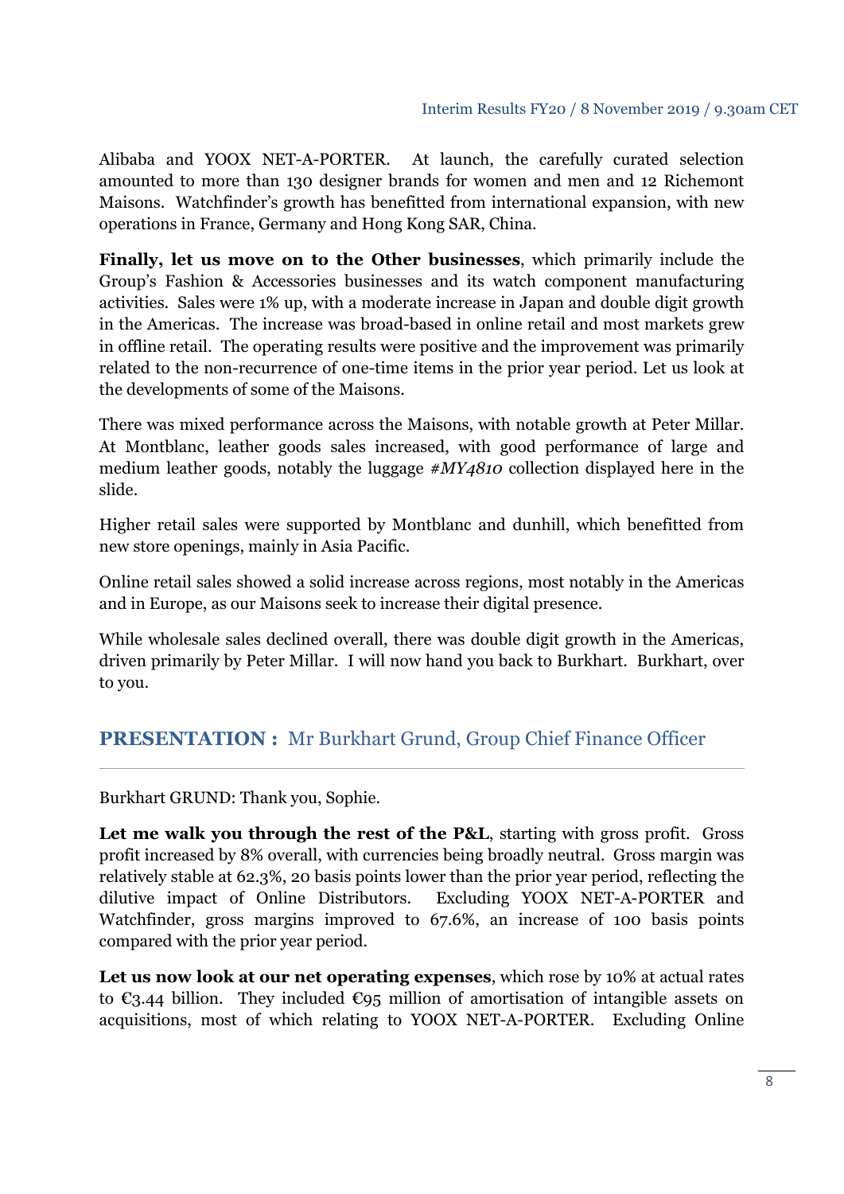Alibaba and YOOX NET-A-PORTER. At launch, the carefully curated selection amounted to more than 130 designer brands for women and men and 12 Richemont Maisons. Watchfinder's growth has benefitted from international expansion, with new operations in France, Germany and Hong Kong SAR, China.

**Finally, let us move on to the Other businesses**, which primarily include the Group's Fashion & Accessories businesses and its watch component manufacturing activities. Sales were 1% up, with a moderate increase in Japan and double digit growth in the Americas. The increase was broad-based in online retail and most markets grew in offline retail. The operating results were positive and the improvement was primarily related to the non-recurrence of one-time items in the prior year period. Let us look at the developments of some of the Maisons.

There was mixed performance across the Maisons, with notable growth at Peter Millar. At Montblanc, leather goods sales increased, with good performance of large and medium leather goods, notably the luggage *#MY4810* collection displayed here in the slide.

Higher retail sales were supported by Montblanc and dunhill, which benefitted from new store openings, mainly in Asia Pacific.

Online retail sales showed a solid increase across regions, most notably in the Americas and in Europe, as our Maisons seek to increase their digital presence.

While wholesale sales declined overall, there was double digit growth in the Americas, driven primarily by Peter Millar. I will now hand you back to Burkhart. Burkhart, over to you.

## PRESENTATION : Mr Burkhart Grund, Group Chief Finance Officer

Burkhart GRUND: Thank you, Sophie.

**Let me walk you through the rest of the P&L**, starting with gross profit. Gross profit increased by 8% overall, with currencies being broadly neutral. Gross margin was relatively stable at 62.3%, 20 basis points lower than the prior year period, reflecting the dilutive impact of Online Distributors. Excluding YOOX NET-A-PORTER and Watchfinder, gross margins improved to 67.6%, an increase of 100 basis points compared with the prior year period.

**Let us now look at our net operating expenses**, which rose by 10% at actual rates to €3.44 billion. They included €95 million of amortisation of intangible assets on acquisitions, most of which relating to YOOX NET-A-PORTER. Excluding Online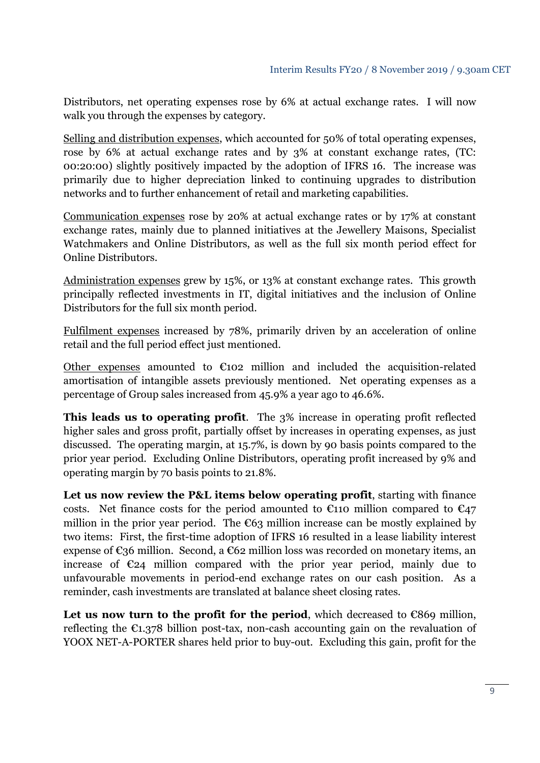Distributors, net operating expenses rose by 6% at actual exchange rates. I will now walk you through the expenses by category.

Selling and distribution expenses, which accounted for 50% of total operating expenses, rose by 6% at actual exchange rates and by 3% at constant exchange rates, (TC: 00:20:00) slightly positively impacted by the adoption of IFRS 16. The increase was primarily due to higher depreciation linked to continuing upgrades to distribution networks and to further enhancement of retail and marketing capabilities.

Communication expenses rose by 20% at actual exchange rates or by 17% at constant exchange rates, mainly due to planned initiatives at the Jewellery Maisons, Specialist Watchmakers and Online Distributors, as well as the full six month period effect for Online Distributors.

Administration expenses grew by 15%, or 13% at constant exchange rates. This growth principally reflected investments in IT, digital initiatives and the inclusion of Online Distributors for the full six month period.

Fulfilment expenses increased by 78%, primarily driven by an acceleration of online retail and the full period effect just mentioned.

Other expenses amounted to €102 million and included the acquisition-related amortisation of intangible assets previously mentioned. Net operating expenses as a percentage of Group sales increased from 45.9% a year ago to 46.6%.

**This leads us to operating profit**. The 3% increase in operating profit reflected higher sales and gross profit, partially offset by increases in operating expenses, as just discussed. The operating margin, at 15.7%, is down by 90 basis points compared to the prior year period. Excluding Online Distributors, operating profit increased by 9% and operating margin by 70 basis points to 21.8%.

**Let us now review the P&L items below operating profit**, starting with finance costs. Net finance costs for the period amounted to €110 million compared to €47 million in the prior year period. The €63 million increase can be mostly explained by two items: First, the first-time adoption of IFRS 16 resulted in a lease liability interest expense of €36 million. Second, a €62 million loss was recorded on monetary items, an increase of €24 million compared with the prior year period, mainly due to unfavourable movements in period-end exchange rates on our cash position. As a reminder, cash investments are translated at balance sheet closing rates.

**Let us now turn to the profit for the period**, which decreased to €869 million, reflecting the €1.378 billion post-tax, non-cash accounting gain on the revaluation of YOOX NET-A-PORTER shares held prior to buy-out. Excluding this gain, profit for the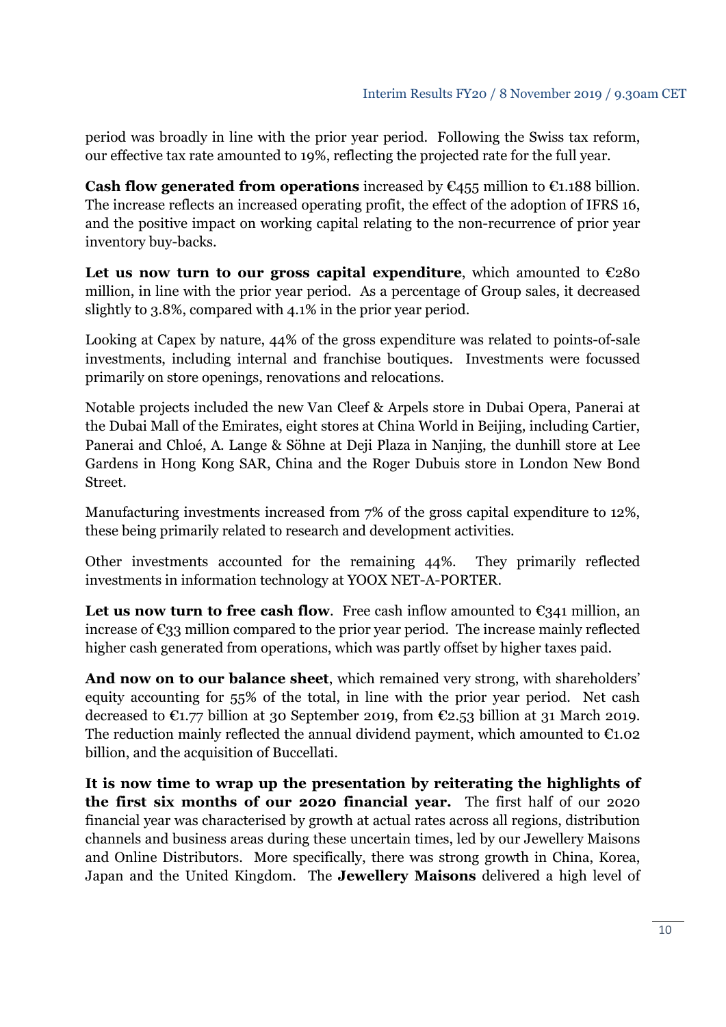period was broadly in line with the prior year period. Following the Swiss tax reform, our effective tax rate amounted to 19%, reflecting the projected rate for the full year.

**Cash flow generated from operations** increased by €455 million to €1.188 billion. The increase reflects an increased operating profit, the effect of the adoption of IFRS 16, and the positive impact on working capital relating to the non-recurrence of prior year inventory buy-backs.

**Let us now turn to our gross capital expenditure**, which amounted to €280 million, in line with the prior year period. As a percentage of Group sales, it decreased slightly to 3.8%, compared with 4.1% in the prior year period.

Looking at Capex by nature, 44% of the gross expenditure was related to points-of-sale investments, including internal and franchise boutiques. Investments were focussed primarily on store openings, renovations and relocations.

Notable projects included the new Van Cleef & Arpels store in Dubai Opera, Panerai at the Dubai Mall of the Emirates, eight stores at China World in Beijing, including Cartier, Panerai and Chloé, A. Lange & Söhne at Deji Plaza in Nanjing, the dunhill store at Lee Gardens in Hong Kong SAR, China and the Roger Dubuis store in London New Bond Street.

Manufacturing investments increased from 7% of the gross capital expenditure to 12%, these being primarily related to research and development activities.

Other investments accounted for the remaining 44%. They primarily reflected investments in information technology at YOOX NET-A-PORTER.

**Let us now turn to free cash flow**. Free cash inflow amounted to €341 million, an increase of €33 million compared to the prior year period. The increase mainly reflected higher cash generated from operations, which was partly offset by higher taxes paid.

**And now on to our balance sheet**, which remained very strong, with shareholders' equity accounting for 55% of the total, in line with the prior year period. Net cash decreased to €1.77 billion at 30 September 2019, from €2.53 billion at 31 March 2019. The reduction mainly reflected the annual dividend payment, which amounted to €1.02 billion, and the acquisition of Buccellati.

**It is now time to wrap up the presentation by reiterating the highlights of the first six months of our 2020 financial year.** The first half of our 2020 financial year was characterised by growth at actual rates across all regions, distribution channels and business areas during these uncertain times, led by our Jewellery Maisons and Online Distributors. More specifically, there was strong growth in China, Korea, Japan and the United Kingdom. The **Jewellery Maisons** delivered a high level of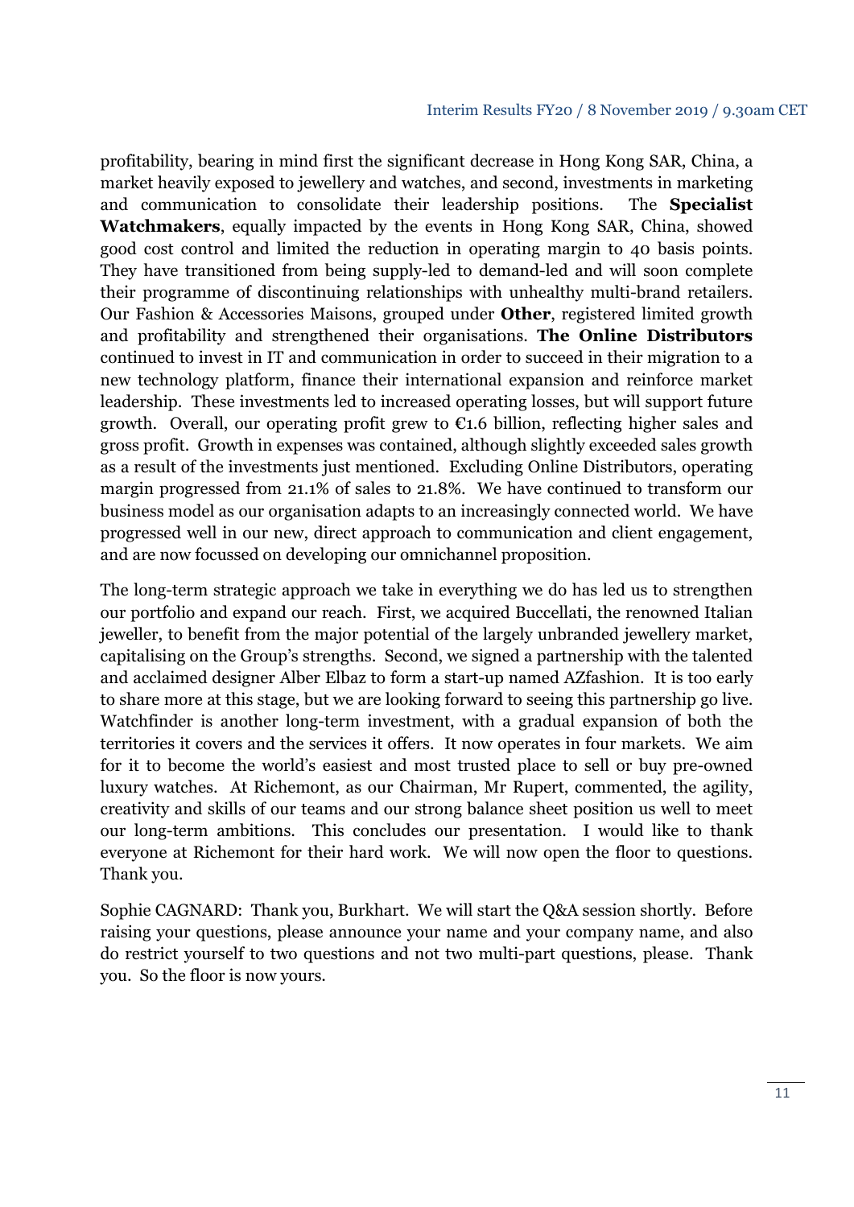profitability, bearing in mind first the significant decrease in Hong Kong SAR, China, a market heavily exposed to jewellery and watches, and second, investments in marketing and communication to consolidate their leadership positions. The **Specialist Watchmakers**, equally impacted by the events in Hong Kong SAR, China, showed good cost control and limited the reduction in operating margin to 40 basis points. They have transitioned from being supply-led to demand-led and will soon complete their programme of discontinuing relationships with unhealthy multi-brand retailers. Our Fashion & Accessories Maisons, grouped under **Other**, registered limited growth and profitability and strengthened their organisations. **The Online Distributors** continued to invest in IT and communication in order to succeed in their migration to a new technology platform, finance their international expansion and reinforce market leadership. These investments led to increased operating losses, but will support future growth. Overall, our operating profit grew to €1.6 billion, reflecting higher sales and gross profit. Growth in expenses was contained, although slightly exceeded sales growth as a result of the investments just mentioned. Excluding Online Distributors, operating margin progressed from 21.1% of sales to 21.8%. We have continued to transform our business model as our organisation adapts to an increasingly connected world. We have progressed well in our new, direct approach to communication and client engagement, and are now focussed on developing our omnichannel proposition.

The long-term strategic approach we take in everything we do has led us to strengthen our portfolio and expand our reach. First, we acquired Buccellati, the renowned Italian jeweller, to benefit from the major potential of the largely unbranded jewellery market, capitalising on the Group's strengths. Second, we signed a partnership with the talented and acclaimed designer Alber Elbaz to form a start-up named AZfashion. It is too early to share more at this stage, but we are looking forward to seeing this partnership go live. Watchfinder is another long-term investment, with a gradual expansion of both the territories it covers and the services it offers. It now operates in four markets. We aim for it to become the world's easiest and most trusted place to sell or buy pre-owned luxury watches. At Richemont, as our Chairman, Mr Rupert, commented, the agility, creativity and skills of our teams and our strong balance sheet position us well to meet our long-term ambitions. This concludes our presentation. I would like to thank everyone at Richemont for their hard work. We will now open the floor to questions. Thank you.

Sophie CAGNARD: Thank you, Burkhart. We will start the Q&A session shortly. Before raising your questions, please announce your name and your company name, and also do restrict yourself to two questions and not two multi-part questions, please. Thank you. So the floor is now yours.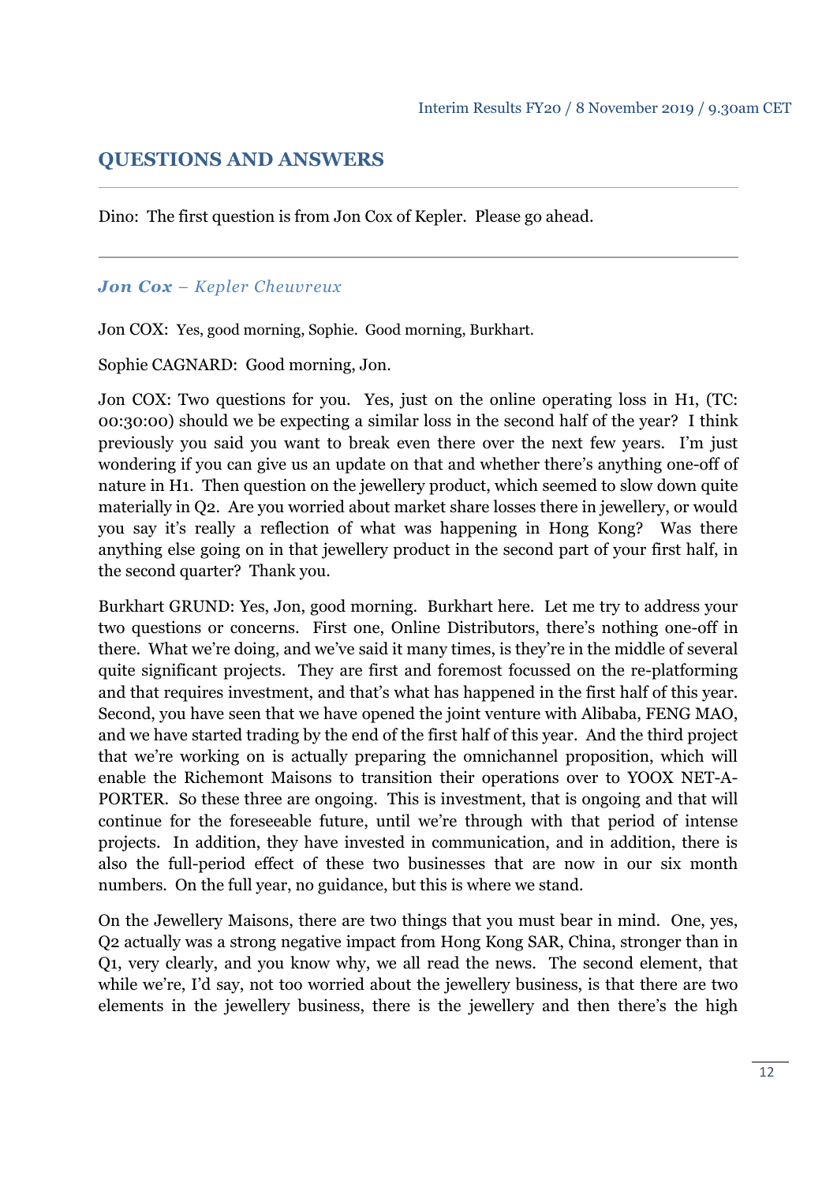## QUESTIONS AND ANSWERS

Dino: The first question is from Jon Cox of Kepler. Please go ahead.

---

### *Jon Cox – Kepler Cheuvreux*

Jon COX: Yes, good morning, Sophie. Good morning, Burkhart.

Sophie CAGNARD: Good morning, Jon.

Jon COX: Two questions for you. Yes, just on the online operating loss in H1, (TC: 00:30:00) should we be expecting a similar loss in the second half of the year? I think previously you said you want to break even there over the next few years. I'm just wondering if you can give us an update on that and whether there's anything one-off of nature in H1. Then question on the jewellery product, which seemed to slow down quite materially in Q2. Are you worried about market share losses there in jewellery, or would you say it's really a reflection of what was happening in Hong Kong? Was there anything else going on in that jewellery product in the second part of your first half, in the second quarter? Thank you.

Burkhart GRUND: Yes, Jon, good morning. Burkhart here. Let me try to address your two questions or concerns. First one, Online Distributors, there's nothing one-off in there. What we're doing, and we've said it many times, is they're in the middle of several quite significant projects. They are first and foremost focussed on the re-platforming and that requires investment, and that's what has happened in the first half of this year. Second, you have seen that we have opened the joint venture with Alibaba, FENG MAO, and we have started trading by the end of the first half of this year. And the third project that we're working on is actually preparing the omnichannel proposition, which will enable the Richemont Maisons to transition their operations over to YOOX NET-A-PORTER. So these three are ongoing. This is investment, that is ongoing and that will continue for the foreseeable future, until we're through with that period of intense projects. In addition, they have invested in communication, and in addition, there is also the full-period effect of these two businesses that are now in our six month numbers. On the full year, no guidance, but this is where we stand.

On the Jewellery Maisons, there are two things that you must bear in mind. One, yes, Q2 actually was a strong negative impact from Hong Kong SAR, China, stronger than in Q1, very clearly, and you know why, we all read the news. The second element, that while we're, I'd say, not too worried about the jewellery business, is that there are two elements in the jewellery business, there is the jewellery and then there's the high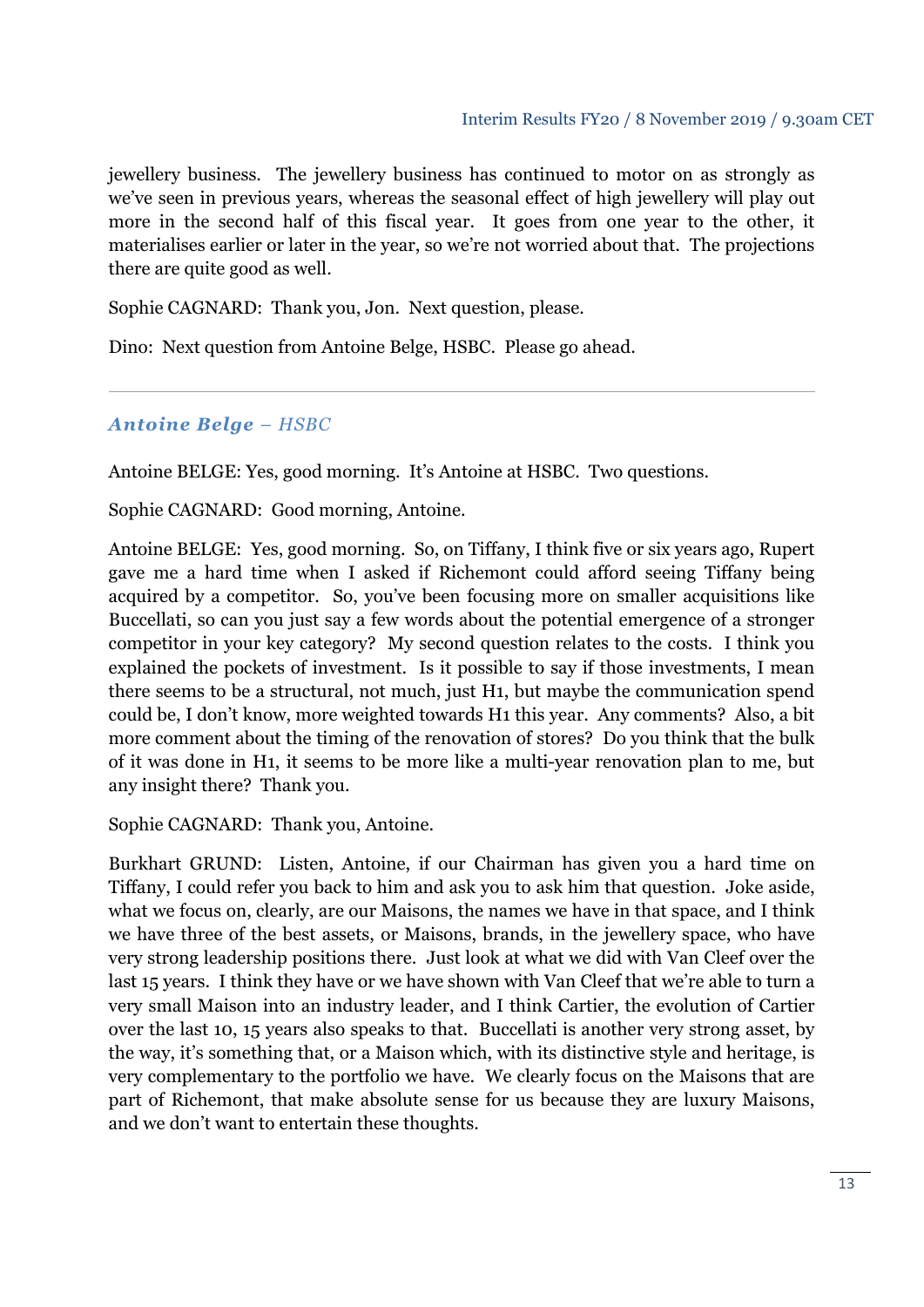jewellery business. The jewellery business has continued to motor on as strongly as we've seen in previous years, whereas the seasonal effect of high jewellery will play out more in the second half of this fiscal year. It goes from one year to the other, it materialises earlier or later in the year, so we're not worried about that. The projections there are quite good as well.

Sophie CAGNARD: Thank you, Jon. Next question, please.

Dino: Next question from Antoine Belge, HSBC. Please go ahead.

---

### *Antoine Belge – HSBC*

Antoine BELGE: Yes, good morning. It's Antoine at HSBC. Two questions.

Sophie CAGNARD: Good morning, Antoine.

Antoine BELGE: Yes, good morning. So, on Tiffany, I think five or six years ago, Rupert gave me a hard time when I asked if Richemont could afford seeing Tiffany being acquired by a competitor. So, you've been focusing more on smaller acquisitions like Buccellati, so can you just say a few words about the potential emergence of a stronger competitor in your key category? My second question relates to the costs. I think you explained the pockets of investment. Is it possible to say if those investments, I mean there seems to be a structural, not much, just H1, but maybe the communication spend could be, I don't know, more weighted towards H1 this year. Any comments? Also, a bit more comment about the timing of the renovation of stores? Do you think that the bulk of it was done in H1, it seems to be more like a multi-year renovation plan to me, but any insight there? Thank you.

Sophie CAGNARD: Thank you, Antoine.

Burkhart GRUND: Listen, Antoine, if our Chairman has given you a hard time on Tiffany, I could refer you back to him and ask you to ask him that question. Joke aside, what we focus on, clearly, are our Maisons, the names we have in that space, and I think we have three of the best assets, or Maisons, brands, in the jewellery space, who have very strong leadership positions there. Just look at what we did with Van Cleef over the last 15 years. I think they have or we have shown with Van Cleef that we're able to turn a very small Maison into an industry leader, and I think Cartier, the evolution of Cartier over the last 10, 15 years also speaks to that. Buccellati is another very strong asset, by the way, it's something that, or a Maison which, with its distinctive style and heritage, is very complementary to the portfolio we have. We clearly focus on the Maisons that are part of Richemont, that make absolute sense for us because they are luxury Maisons, and we don't want to entertain these thoughts.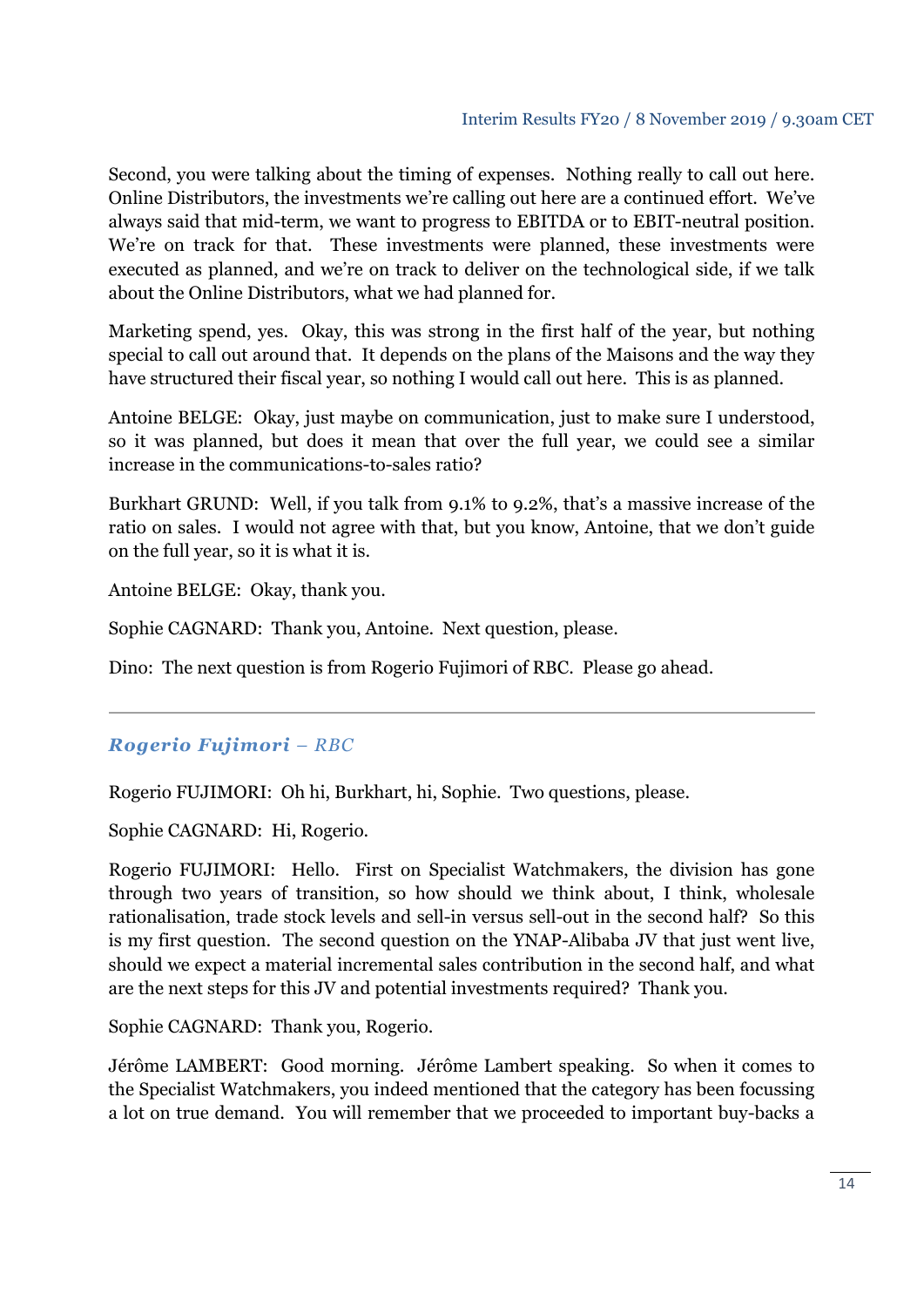Second, you were talking about the timing of expenses. Nothing really to call out here. Online Distributors, the investments we're calling out here are a continued effort. We've always said that mid-term, we want to progress to EBITDA or to EBIT-neutral position. We're on track for that. These investments were planned, these investments were executed as planned, and we're on track to deliver on the technological side, if we talk about the Online Distributors, what we had planned for.

Marketing spend, yes. Okay, this was strong in the first half of the year, but nothing special to call out around that. It depends on the plans of the Maisons and the way they have structured their fiscal year, so nothing I would call out here. This is as planned.

Antoine BELGE: Okay, just maybe on communication, just to make sure I understood, so it was planned, but does it mean that over the full year, we could see a similar increase in the communications-to-sales ratio?

Burkhart GRUND: Well, if you talk from 9.1% to 9.2%, that's a massive increase of the ratio on sales. I would not agree with that, but you know, Antoine, that we don't guide on the full year, so it is what it is.

Antoine BELGE: Okay, thank you.

Sophie CAGNARD: Thank you, Antoine. Next question, please.

Dino: The next question is from Rogerio Fujimori of RBC. Please go ahead.

---

### ***Rogerio Fujimori** – RBC*

Rogerio FUJIMORI: Oh hi, Burkhart, hi, Sophie. Two questions, please.

Sophie CAGNARD: Hi, Rogerio.

Rogerio FUJIMORI: Hello. First on Specialist Watchmakers, the division has gone through two years of transition, so how should we think about, I think, wholesale rationalisation, trade stock levels and sell-in versus sell-out in the second half? So this is my first question. The second question on the YNAP-Alibaba JV that just went live, should we expect a material incremental sales contribution in the second half, and what are the next steps for this JV and potential investments required? Thank you.

Sophie CAGNARD: Thank you, Rogerio.

Jérôme LAMBERT: Good morning. Jérôme Lambert speaking. So when it comes to the Specialist Watchmakers, you indeed mentioned that the category has been focussing a lot on true demand. You will remember that we proceeded to important buy-backs a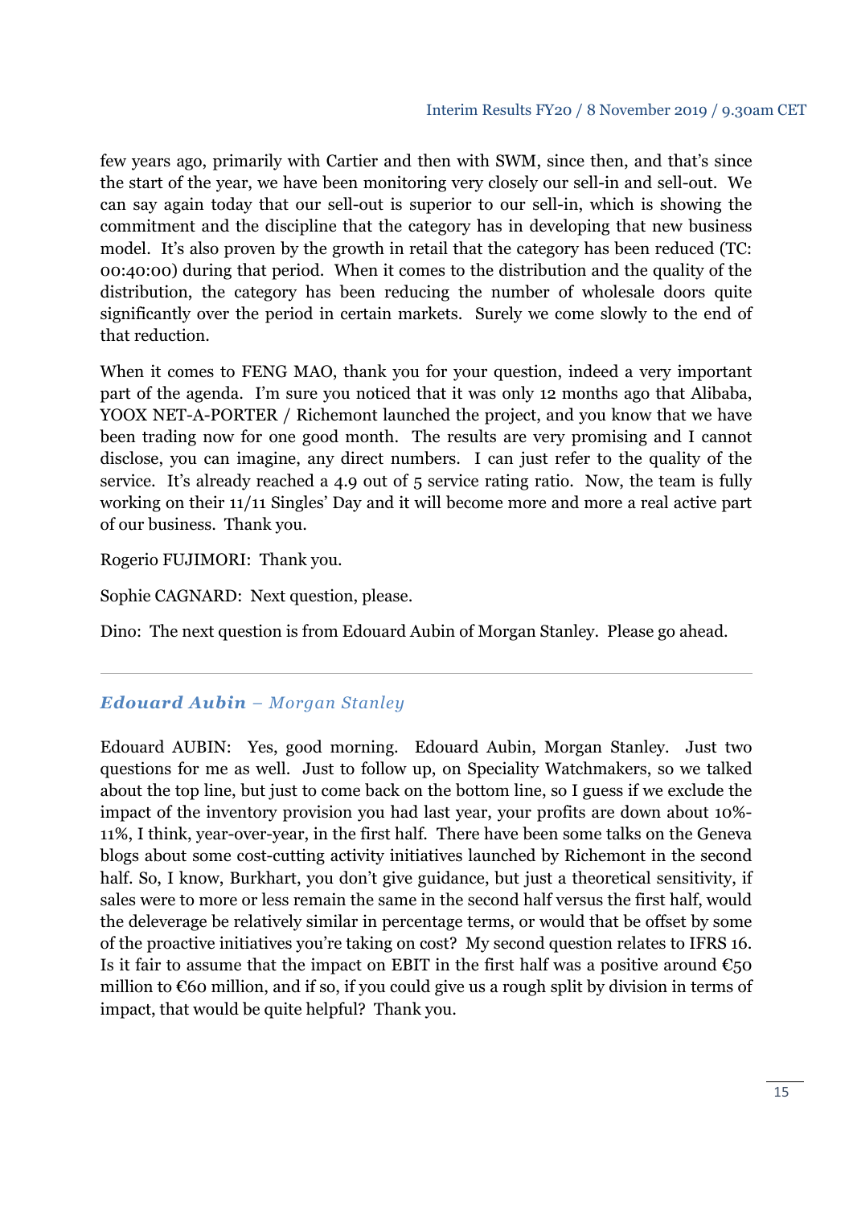few years ago, primarily with Cartier and then with SWM, since then, and that's since the start of the year, we have been monitoring very closely our sell-in and sell-out. We can say again today that our sell-out is superior to our sell-in, which is showing the commitment and the discipline that the category has in developing that new business model. It's also proven by the growth in retail that the category has been reduced (TC: 00:40:00) during that period. When it comes to the distribution and the quality of the distribution, the category has been reducing the number of wholesale doors quite significantly over the period in certain markets. Surely we come slowly to the end of that reduction.

When it comes to FENG MAO, thank you for your question, indeed a very important part of the agenda. I'm sure you noticed that it was only 12 months ago that Alibaba, YOOX NET-A-PORTER / Richemont launched the project, and you know that we have been trading now for one good month. The results are very promising and I cannot disclose, you can imagine, any direct numbers. I can just refer to the quality of the service. It's already reached a 4.9 out of 5 service rating ratio. Now, the team is fully working on their 11/11 Singles' Day and it will become more and more a real active part of our business. Thank you.

Rogerio FUJIMORI: Thank you.

Sophie CAGNARD: Next question, please.

Dino: The next question is from Edouard Aubin of Morgan Stanley. Please go ahead.

---

### *Edouard Aubin – Morgan Stanley*

Edouard AUBIN: Yes, good morning. Edouard Aubin, Morgan Stanley. Just two questions for me as well. Just to follow up, on Speciality Watchmakers, so we talked about the top line, but just to come back on the bottom line, so I guess if we exclude the impact of the inventory provision you had last year, your profits are down about 10%-11%, I think, year-over-year, in the first half. There have been some talks on the Geneva blogs about some cost-cutting activity initiatives launched by Richemont in the second half. So, I know, Burkhart, you don't give guidance, but just a theoretical sensitivity, if sales were to more or less remain the same in the second half versus the first half, would the deleverage be relatively similar in percentage terms, or would that be offset by some of the proactive initiatives you're taking on cost? My second question relates to IFRS 16. Is it fair to assume that the impact on EBIT in the first half was a positive around €50 million to €60 million, and if so, if you could give us a rough split by division in terms of impact, that would be quite helpful? Thank you.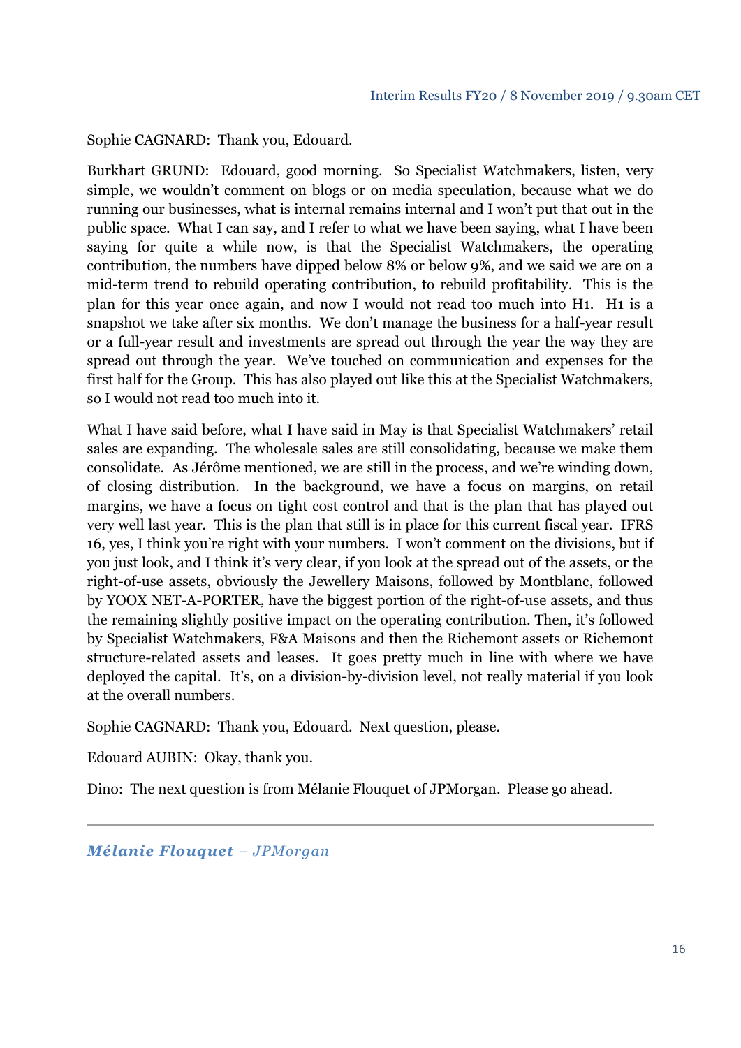Sophie CAGNARD: Thank you, Edouard.

Burkhart GRUND: Edouard, good morning. So Specialist Watchmakers, listen, very simple, we wouldn't comment on blogs or on media speculation, because what we do running our businesses, what is internal remains internal and I won't put that out in the public space. What I can say, and I refer to what we have been saying, what I have been saying for quite a while now, is that the Specialist Watchmakers, the operating contribution, the numbers have dipped below 8% or below 9%, and we said we are on a mid-term trend to rebuild operating contribution, to rebuild profitability. This is the plan for this year once again, and now I would not read too much into H1. H1 is a snapshot we take after six months. We don't manage the business for a half-year result or a full-year result and investments are spread out through the year the way they are spread out through the year. We've touched on communication and expenses for the first half for the Group. This has also played out like this at the Specialist Watchmakers, so I would not read too much into it.

What I have said before, what I have said in May is that Specialist Watchmakers' retail sales are expanding. The wholesale sales are still consolidating, because we make them consolidate. As Jérôme mentioned, we are still in the process, and we're winding down, of closing distribution. In the background, we have a focus on margins, on retail margins, we have a focus on tight cost control and that is the plan that has played out very well last year. This is the plan that still is in place for this current fiscal year. IFRS 16, yes, I think you're right with your numbers. I won't comment on the divisions, but if you just look, and I think it's very clear, if you look at the spread out of the assets, or the right-of-use assets, obviously the Jewellery Maisons, followed by Montblanc, followed by YOOX NET-A-PORTER, have the biggest portion of the right-of-use assets, and thus the remaining slightly positive impact on the operating contribution. Then, it's followed by Specialist Watchmakers, F&A Maisons and then the Richemont assets or Richemont structure-related assets and leases. It goes pretty much in line with where we have deployed the capital. It's, on a division-by-division level, not really material if you look at the overall numbers.

Sophie CAGNARD: Thank you, Edouard. Next question, please.

Edouard AUBIN: Okay, thank you.

Dino: The next question is from Mélanie Flouquet of JPMorgan. Please go ahead.

---

***Mélanie Flouquet** – JPMorgan*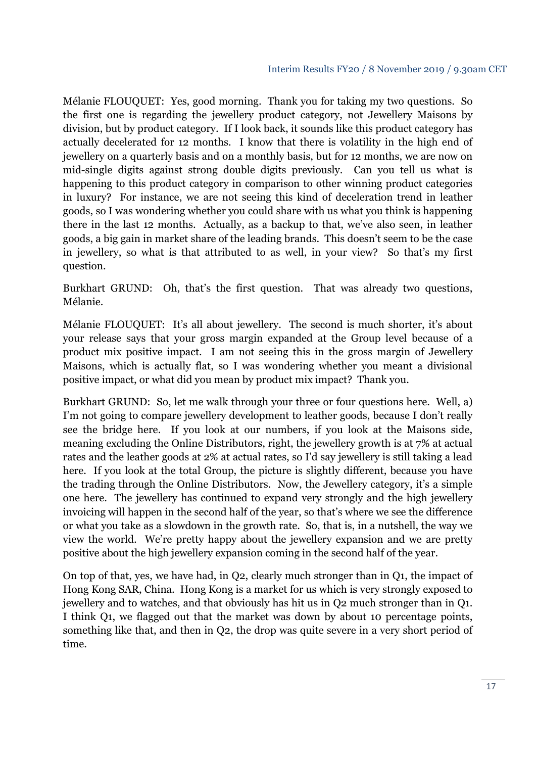Mélanie FLOUQUET: Yes, good morning. Thank you for taking my two questions. So the first one is regarding the jewellery product category, not Jewellery Maisons by division, but by product category. If I look back, it sounds like this product category has actually decelerated for 12 months. I know that there is volatility in the high end of jewellery on a quarterly basis and on a monthly basis, but for 12 months, we are now on mid-single digits against strong double digits previously. Can you tell us what is happening to this product category in comparison to other winning product categories in luxury? For instance, we are not seeing this kind of deceleration trend in leather goods, so I was wondering whether you could share with us what you think is happening there in the last 12 months. Actually, as a backup to that, we've also seen, in leather goods, a big gain in market share of the leading brands. This doesn't seem to be the case in jewellery, so what is that attributed to as well, in your view? So that's my first question.

Burkhart GRUND: Oh, that's the first question. That was already two questions, Mélanie.

Mélanie FLOUQUET: It's all about jewellery. The second is much shorter, it's about your release says that your gross margin expanded at the Group level because of a product mix positive impact. I am not seeing this in the gross margin of Jewellery Maisons, which is actually flat, so I was wondering whether you meant a divisional positive impact, or what did you mean by product mix impact? Thank you.

Burkhart GRUND: So, let me walk through your three or four questions here. Well, a) I'm not going to compare jewellery development to leather goods, because I don't really see the bridge here. If you look at our numbers, if you look at the Maisons side, meaning excluding the Online Distributors, right, the jewellery growth is at 7% at actual rates and the leather goods at 2% at actual rates, so I'd say jewellery is still taking a lead here. If you look at the total Group, the picture is slightly different, because you have the trading through the Online Distributors. Now, the Jewellery category, it's a simple one here. The jewellery has continued to expand very strongly and the high jewellery invoicing will happen in the second half of the year, so that's where we see the difference or what you take as a slowdown in the growth rate. So, that is, in a nutshell, the way we view the world. We're pretty happy about the jewellery expansion and we are pretty positive about the high jewellery expansion coming in the second half of the year.

On top of that, yes, we have had, in Q2, clearly much stronger than in Q1, the impact of Hong Kong SAR, China. Hong Kong is a market for us which is very strongly exposed to jewellery and to watches, and that obviously has hit us in Q2 much stronger than in Q1. I think Q1, we flagged out that the market was down by about 10 percentage points, something like that, and then in Q2, the drop was quite severe in a very short period of time.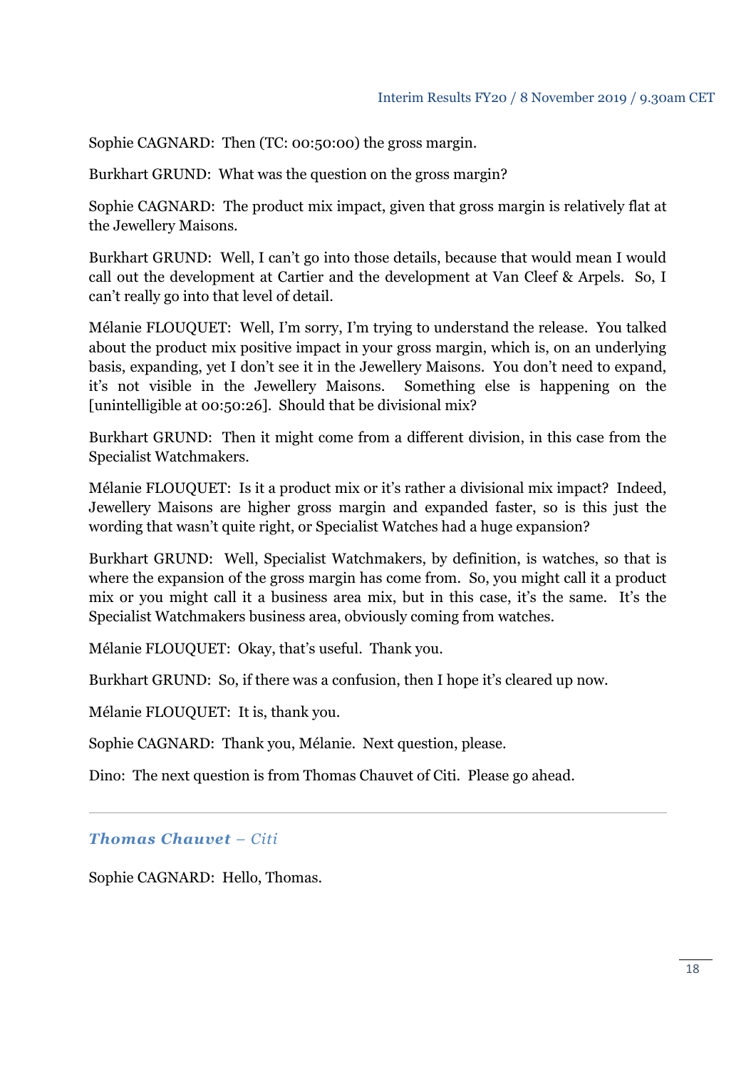Sophie CAGNARD: Then (TC: 00:50:00) the gross margin.

Burkhart GRUND: What was the question on the gross margin?

Sophie CAGNARD: The product mix impact, given that gross margin is relatively flat at the Jewellery Maisons.

Burkhart GRUND: Well, I can't go into those details, because that would mean I would call out the development at Cartier and the development at Van Cleef & Arpels. So, I can't really go into that level of detail.

Mélanie FLOUQUET: Well, I'm sorry, I'm trying to understand the release. You talked about the product mix positive impact in your gross margin, which is, on an underlying basis, expanding, yet I don't see it in the Jewellery Maisons. You don't need to expand, it's not visible in the Jewellery Maisons. Something else is happening on the [unintelligible at 00:50:26]. Should that be divisional mix?

Burkhart GRUND: Then it might come from a different division, in this case from the Specialist Watchmakers.

Mélanie FLOUQUET: Is it a product mix or it's rather a divisional mix impact? Indeed, Jewellery Maisons are higher gross margin and expanded faster, so is this just the wording that wasn't quite right, or Specialist Watches had a huge expansion?

Burkhart GRUND: Well, Specialist Watchmakers, by definition, is watches, so that is where the expansion of the gross margin has come from. So, you might call it a product mix or you might call it a business area mix, but in this case, it's the same. It's the Specialist Watchmakers business area, obviously coming from watches.

Mélanie FLOUQUET: Okay, that's useful. Thank you.

Burkhart GRUND: So, if there was a confusion, then I hope it's cleared up now.

Mélanie FLOUQUET: It is, thank you.

Sophie CAGNARD: Thank you, Mélanie. Next question, please.

Dino: The next question is from Thomas Chauvet of Citi. Please go ahead.

---

### ***Thomas Chauvet** – Citi*

Sophie CAGNARD: Hello, Thomas.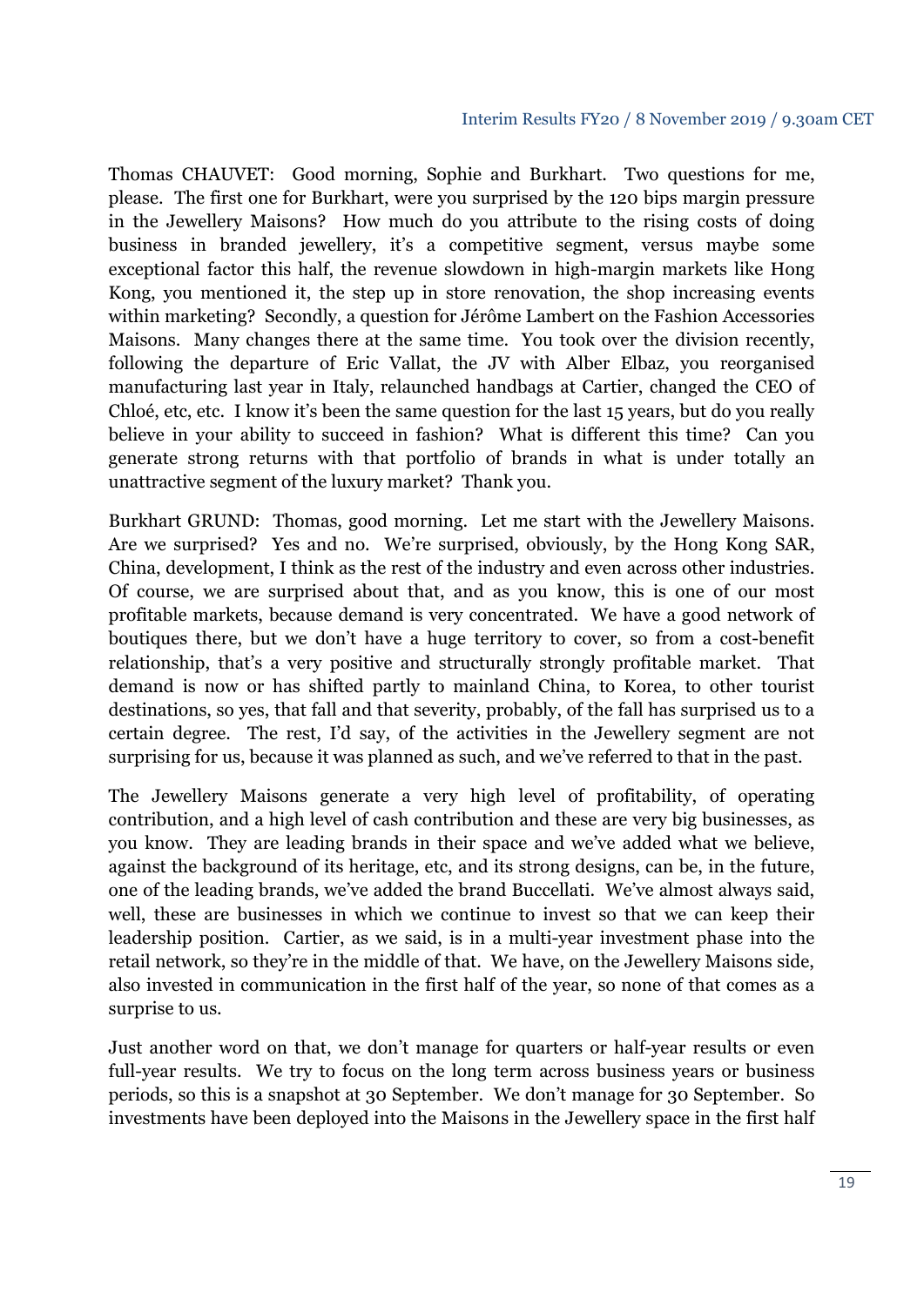Thomas CHAUVET: Good morning, Sophie and Burkhart. Two questions for me, please. The first one for Burkhart, were you surprised by the 120 bips margin pressure in the Jewellery Maisons? How much do you attribute to the rising costs of doing business in branded jewellery, it's a competitive segment, versus maybe some exceptional factor this half, the revenue slowdown in high-margin markets like Hong Kong, you mentioned it, the step up in store renovation, the shop increasing events within marketing? Secondly, a question for Jérôme Lambert on the Fashion Accessories Maisons. Many changes there at the same time. You took over the division recently, following the departure of Eric Vallat, the JV with Alber Elbaz, you reorganised manufacturing last year in Italy, relaunched handbags at Cartier, changed the CEO of Chloé, etc, etc. I know it's been the same question for the last 15 years, but do you really believe in your ability to succeed in fashion? What is different this time? Can you generate strong returns with that portfolio of brands in what is under totally an unattractive segment of the luxury market? Thank you.

Burkhart GRUND: Thomas, good morning. Let me start with the Jewellery Maisons. Are we surprised? Yes and no. We're surprised, obviously, by the Hong Kong SAR, China, development, I think as the rest of the industry and even across other industries. Of course, we are surprised about that, and as you know, this is one of our most profitable markets, because demand is very concentrated. We have a good network of boutiques there, but we don't have a huge territory to cover, so from a cost-benefit relationship, that's a very positive and structurally strongly profitable market. That demand is now or has shifted partly to mainland China, to Korea, to other tourist destinations, so yes, that fall and that severity, probably, of the fall has surprised us to a certain degree. The rest, I'd say, of the activities in the Jewellery segment are not surprising for us, because it was planned as such, and we've referred to that in the past.

The Jewellery Maisons generate a very high level of profitability, of operating contribution, and a high level of cash contribution and these are very big businesses, as you know. They are leading brands in their space and we've added what we believe, against the background of its heritage, etc, and its strong designs, can be, in the future, one of the leading brands, we've added the brand Buccellati. We've almost always said, well, these are businesses in which we continue to invest so that we can keep their leadership position. Cartier, as we said, is in a multi-year investment phase into the retail network, so they're in the middle of that. We have, on the Jewellery Maisons side, also invested in communication in the first half of the year, so none of that comes as a surprise to us.

Just another word on that, we don't manage for quarters or half-year results or even full-year results. We try to focus on the long term across business years or business periods, so this is a snapshot at 30 September. We don't manage for 30 September. So investments have been deployed into the Maisons in the Jewellery space in the first half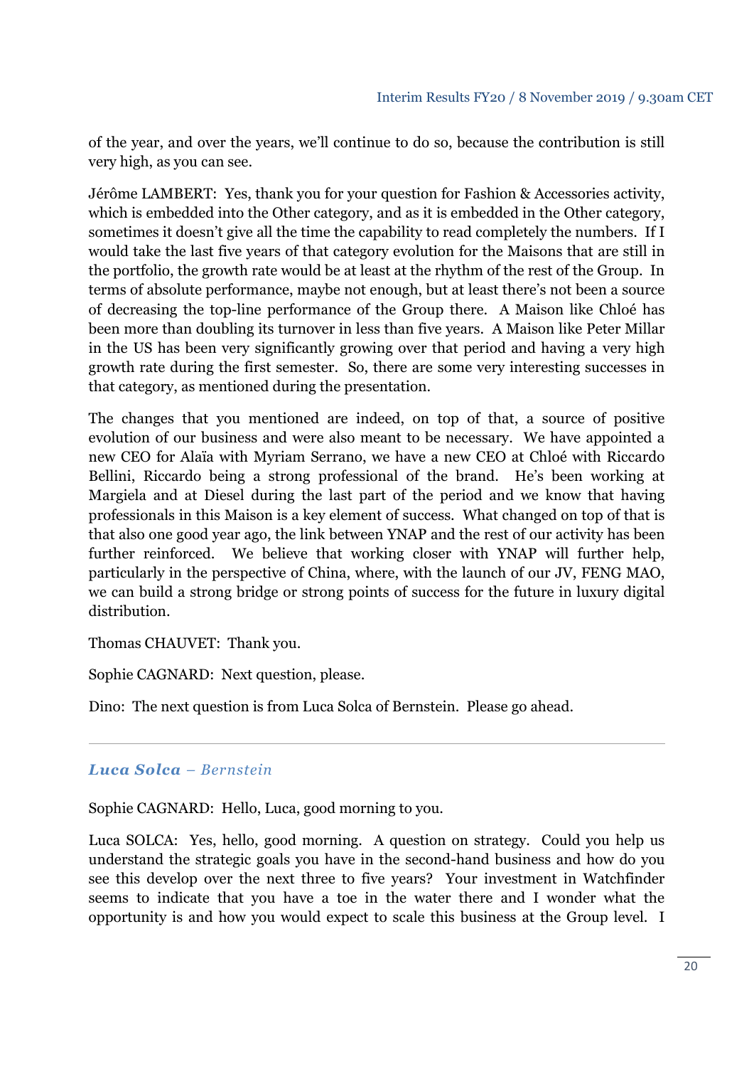of the year, and over the years, we'll continue to do so, because the contribution is still very high, as you can see.

Jérôme LAMBERT: Yes, thank you for your question for Fashion & Accessories activity, which is embedded into the Other category, and as it is embedded in the Other category, sometimes it doesn't give all the time the capability to read completely the numbers. If I would take the last five years of that category evolution for the Maisons that are still in the portfolio, the growth rate would be at least at the rhythm of the rest of the Group. In terms of absolute performance, maybe not enough, but at least there's not been a source of decreasing the top-line performance of the Group there. A Maison like Chloé has been more than doubling its turnover in less than five years. A Maison like Peter Millar in the US has been very significantly growing over that period and having a very high growth rate during the first semester. So, there are some very interesting successes in that category, as mentioned during the presentation.

The changes that you mentioned are indeed, on top of that, a source of positive evolution of our business and were also meant to be necessary. We have appointed a new CEO for Alaïa with Myriam Serrano, we have a new CEO at Chloé with Riccardo Bellini, Riccardo being a strong professional of the brand. He's been working at Margiela and at Diesel during the last part of the period and we know that having professionals in this Maison is a key element of success. What changed on top of that is that also one good year ago, the link between YNAP and the rest of our activity has been further reinforced. We believe that working closer with YNAP will further help, particularly in the perspective of China, where, with the launch of our JV, FENG MAO, we can build a strong bridge or strong points of success for the future in luxury digital distribution.

Thomas CHAUVET: Thank you.

Sophie CAGNARD: Next question, please.

Dino: The next question is from Luca Solca of Bernstein. Please go ahead.

---

### ***Luca Solca*** *– Bernstein*

Sophie CAGNARD: Hello, Luca, good morning to you.

Luca SOLCA: Yes, hello, good morning. A question on strategy. Could you help us understand the strategic goals you have in the second-hand business and how do you see this develop over the next three to five years? Your investment in Watchfinder seems to indicate that you have a toe in the water there and I wonder what the opportunity is and how you would expect to scale this business at the Group level. I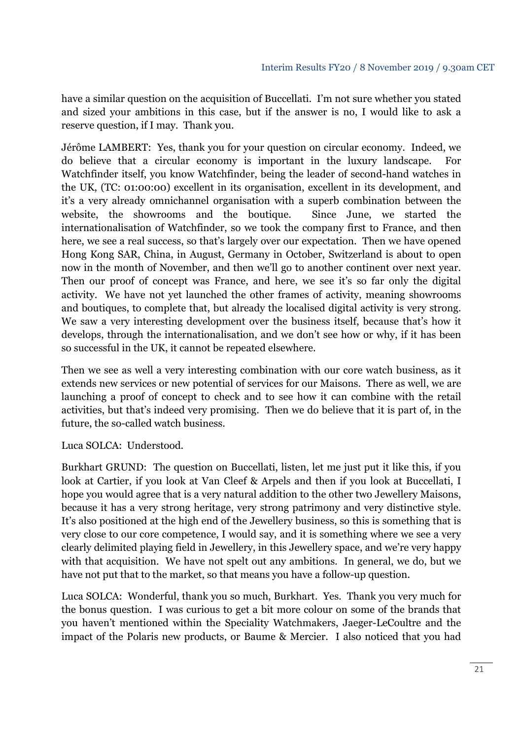have a similar question on the acquisition of Buccellati. I'm not sure whether you stated and sized your ambitions in this case, but if the answer is no, I would like to ask a reserve question, if I may. Thank you.

Jérôme LAMBERT: Yes, thank you for your question on circular economy. Indeed, we do believe that a circular economy is important in the luxury landscape. For Watchfinder itself, you know Watchfinder, being the leader of second-hand watches in the UK, (TC: 01:00:00) excellent in its organisation, excellent in its development, and it's a very already omnichannel organisation with a superb combination between the website, the showrooms and the boutique. Since June, we started the internationalisation of Watchfinder, so we took the company first to France, and then here, we see a real success, so that's largely over our expectation. Then we have opened Hong Kong SAR, China, in August, Germany in October, Switzerland is about to open now in the month of November, and then we'll go to another continent over next year. Then our proof of concept was France, and here, we see it's so far only the digital activity. We have not yet launched the other frames of activity, meaning showrooms and boutiques, to complete that, but already the localised digital activity is very strong. We saw a very interesting development over the business itself, because that's how it develops, through the internationalisation, and we don't see how or why, if it has been so successful in the UK, it cannot be repeated elsewhere.

Then we see as well a very interesting combination with our core watch business, as it extends new services or new potential of services for our Maisons. There as well, we are launching a proof of concept to check and to see how it can combine with the retail activities, but that's indeed very promising. Then we do believe that it is part of, in the future, the so-called watch business.

Luca SOLCA: Understood.

Burkhart GRUND: The question on Buccellati, listen, let me just put it like this, if you look at Cartier, if you look at Van Cleef & Arpels and then if you look at Buccellati, I hope you would agree that is a very natural addition to the other two Jewellery Maisons, because it has a very strong heritage, very strong patrimony and very distinctive style. It's also positioned at the high end of the Jewellery business, so this is something that is very close to our core competence, I would say, and it is something where we see a very clearly delimited playing field in Jewellery, in this Jewellery space, and we're very happy with that acquisition. We have not spelt out any ambitions. In general, we do, but we have not put that to the market, so that means you have a follow-up question.

Luca SOLCA: Wonderful, thank you so much, Burkhart. Yes. Thank you very much for the bonus question. I was curious to get a bit more colour on some of the brands that you haven't mentioned within the Speciality Watchmakers, Jaeger-LeCoultre and the impact of the Polaris new products, or Baume & Mercier. I also noticed that you had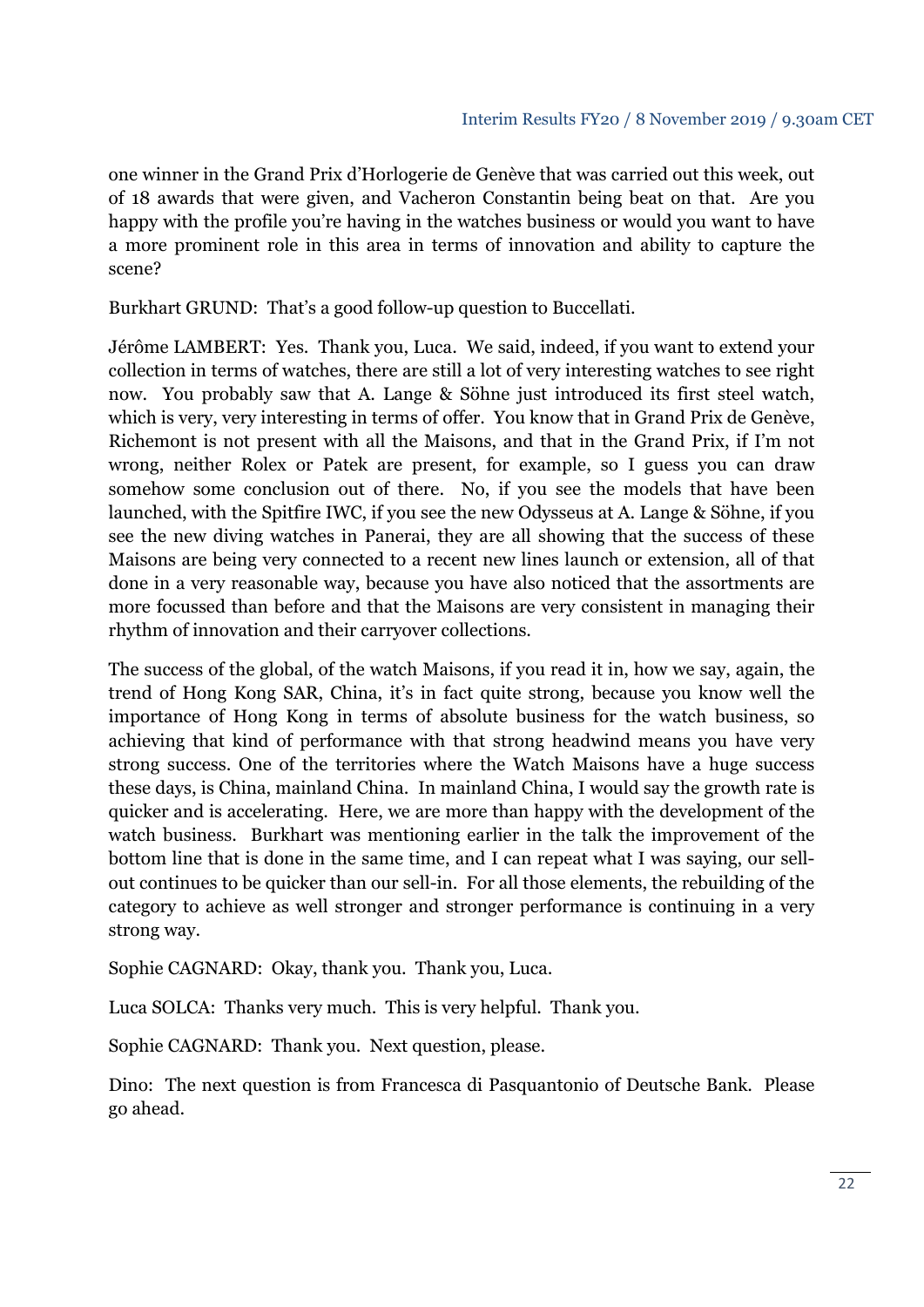one winner in the Grand Prix d'Horlogerie de Genève that was carried out this week, out of 18 awards that were given, and Vacheron Constantin being beat on that. Are you happy with the profile you're having in the watches business or would you want to have a more prominent role in this area in terms of innovation and ability to capture the scene?

Burkhart GRUND: That's a good follow-up question to Buccellati.

Jérôme LAMBERT: Yes. Thank you, Luca. We said, indeed, if you want to extend your collection in terms of watches, there are still a lot of very interesting watches to see right now. You probably saw that A. Lange & Söhne just introduced its first steel watch, which is very, very interesting in terms of offer. You know that in Grand Prix de Genève, Richemont is not present with all the Maisons, and that in the Grand Prix, if I'm not wrong, neither Rolex or Patek are present, for example, so I guess you can draw somehow some conclusion out of there. No, if you see the models that have been launched, with the Spitfire IWC, if you see the new Odysseus at A. Lange & Söhne, if you see the new diving watches in Panerai, they are all showing that the success of these Maisons are being very connected to a recent new lines launch or extension, all of that done in a very reasonable way, because you have also noticed that the assortments are more focussed than before and that the Maisons are very consistent in managing their rhythm of innovation and their carryover collections.

The success of the global, of the watch Maisons, if you read it in, how we say, again, the trend of Hong Kong SAR, China, it's in fact quite strong, because you know well the importance of Hong Kong in terms of absolute business for the watch business, so achieving that kind of performance with that strong headwind means you have very strong success. One of the territories where the Watch Maisons have a huge success these days, is China, mainland China. In mainland China, I would say the growth rate is quicker and is accelerating. Here, we are more than happy with the development of the watch business. Burkhart was mentioning earlier in the talk the improvement of the bottom line that is done in the same time, and I can repeat what I was saying, our sell-out continues to be quicker than our sell-in. For all those elements, the rebuilding of the category to achieve as well stronger and stronger performance is continuing in a very strong way.

Sophie CAGNARD: Okay, thank you. Thank you, Luca.

Luca SOLCA: Thanks very much. This is very helpful. Thank you.

Sophie CAGNARD: Thank you. Next question, please.

Dino: The next question is from Francesca di Pasquantonio of Deutsche Bank. Please go ahead.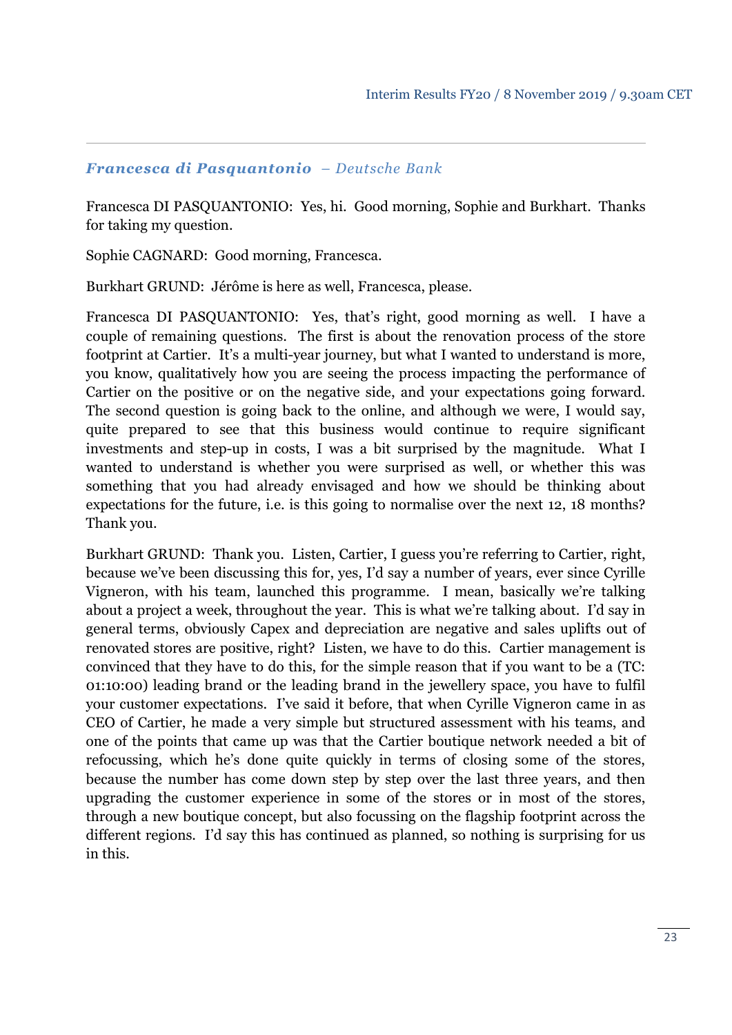***Francesca di Pasquantonio*** *– Deutsche Bank*

Francesca DI PASQUANTONIO: Yes, hi. Good morning, Sophie and Burkhart. Thanks for taking my question.

Sophie CAGNARD: Good morning, Francesca.

Burkhart GRUND: Jérôme is here as well, Francesca, please.

Francesca DI PASQUANTONIO: Yes, that's right, good morning as well. I have a couple of remaining questions. The first is about the renovation process of the store footprint at Cartier. It's a multi-year journey, but what I wanted to understand is more, you know, qualitatively how you are seeing the process impacting the performance of Cartier on the positive or on the negative side, and your expectations going forward. The second question is going back to the online, and although we were, I would say, quite prepared to see that this business would continue to require significant investments and step-up in costs, I was a bit surprised by the magnitude. What I wanted to understand is whether you were surprised as well, or whether this was something that you had already envisaged and how we should be thinking about expectations for the future, i.e. is this going to normalise over the next 12, 18 months? Thank you.

Burkhart GRUND: Thank you. Listen, Cartier, I guess you're referring to Cartier, right, because we've been discussing this for, yes, I'd say a number of years, ever since Cyrille Vigneron, with his team, launched this programme. I mean, basically we're talking about a project a week, throughout the year. This is what we're talking about. I'd say in general terms, obviously Capex and depreciation are negative and sales uplifts out of renovated stores are positive, right? Listen, we have to do this. Cartier management is convinced that they have to do this, for the simple reason that if you want to be a (TC: 01:10:00) leading brand or the leading brand in the jewellery space, you have to fulfil your customer expectations. I've said it before, that when Cyrille Vigneron came in as CEO of Cartier, he made a very simple but structured assessment with his teams, and one of the points that came up was that the Cartier boutique network needed a bit of refocussing, which he's done quite quickly in terms of closing some of the stores, because the number has come down step by step over the last three years, and then upgrading the customer experience in some of the stores or in most of the stores, through a new boutique concept, but also focussing on the flagship footprint across the different regions. I'd say this has continued as planned, so nothing is surprising for us in this.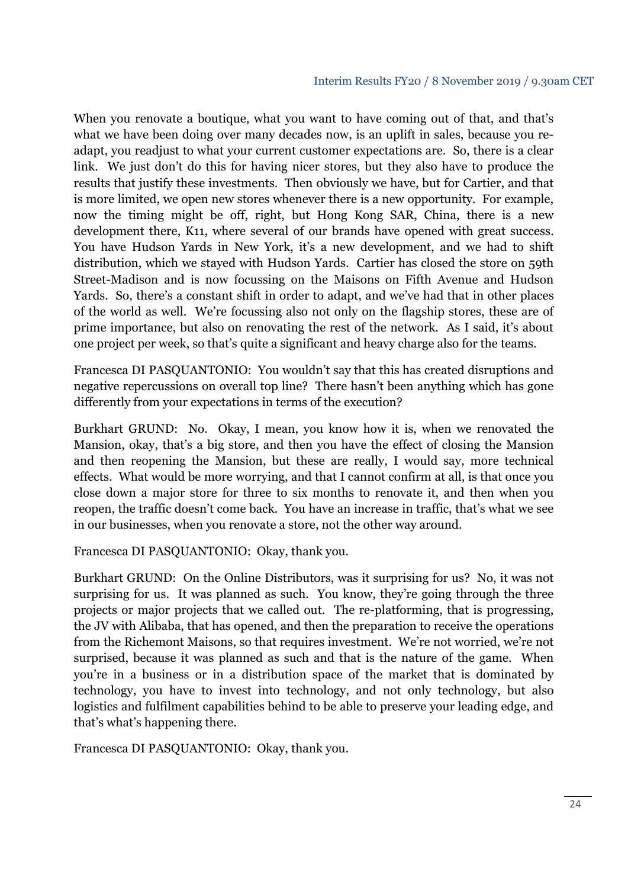When you renovate a boutique, what you want to have coming out of that, and that's what we have been doing over many decades now, is an uplift in sales, because you re-adapt, you readjust to what your current customer expectations are. So, there is a clear link. We just don't do this for having nicer stores, but they also have to produce the results that justify these investments. Then obviously we have, but for Cartier, and that is more limited, we open new stores whenever there is a new opportunity. For example, now the timing might be off, right, but Hong Kong SAR, China, there is a new development there, K11, where several of our brands have opened with great success. You have Hudson Yards in New York, it's a new development, and we had to shift distribution, which we stayed with Hudson Yards. Cartier has closed the store on 59th Street-Madison and is now focussing on the Maisons on Fifth Avenue and Hudson Yards. So, there's a constant shift in order to adapt, and we've had that in other places of the world as well. We're focussing also not only on the flagship stores, these are of prime importance, but also on renovating the rest of the network. As I said, it's about one project per week, so that's quite a significant and heavy charge also for the teams.

Francesca DI PASQUANTONIO: You wouldn't say that this has created disruptions and negative repercussions on overall top line? There hasn't been anything which has gone differently from your expectations in terms of the execution?

Burkhart GRUND: No. Okay, I mean, you know how it is, when we renovated the Mansion, okay, that's a big store, and then you have the effect of closing the Mansion and then reopening the Mansion, but these are really, I would say, more technical effects. What would be more worrying, and that I cannot confirm at all, is that once you close down a major store for three to six months to renovate it, and then when you reopen, the traffic doesn't come back. You have an increase in traffic, that's what we see in our businesses, when you renovate a store, not the other way around.

Francesca DI PASQUANTONIO: Okay, thank you.

Burkhart GRUND: On the Online Distributors, was it surprising for us? No, it was not surprising for us. It was planned as such. You know, they're going through the three projects or major projects that we called out. The re-platforming, that is progressing, the JV with Alibaba, that has opened, and then the preparation to receive the operations from the Richemont Maisons, so that requires investment. We're not worried, we're not surprised, because it was planned as such and that is the nature of the game. When you're in a business or in a distribution space of the market that is dominated by technology, you have to invest into technology, and not only technology, but also logistics and fulfilment capabilities behind to be able to preserve your leading edge, and that's what's happening there.

Francesca DI PASQUANTONIO: Okay, thank you.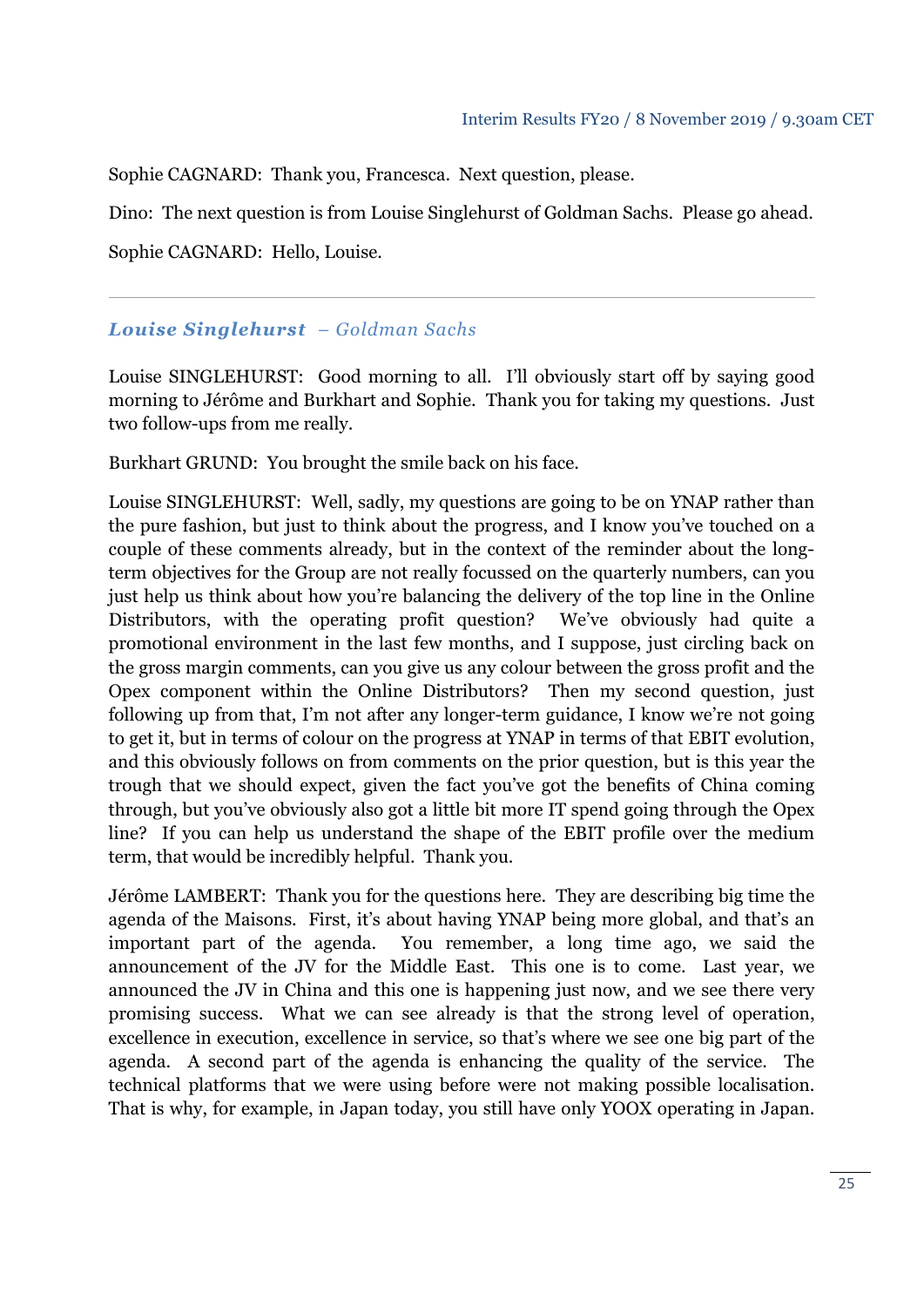Sophie CAGNARD: Thank you, Francesca. Next question, please.

Dino: The next question is from Louise Singlehurst of Goldman Sachs. Please go ahead.

Sophie CAGNARD: Hello, Louise.

---

### ***Louise Singlehurst*** *– Goldman Sachs*

Louise SINGLEHURST: Good morning to all. I'll obviously start off by saying good morning to Jérôme and Burkhart and Sophie. Thank you for taking my questions. Just two follow-ups from me really.

Burkhart GRUND: You brought the smile back on his face.

Louise SINGLEHURST: Well, sadly, my questions are going to be on YNAP rather than the pure fashion, but just to think about the progress, and I know you've touched on a couple of these comments already, but in the context of the reminder about the long-term objectives for the Group are not really focussed on the quarterly numbers, can you just help us think about how you're balancing the delivery of the top line in the Online Distributors, with the operating profit question? We've obviously had quite a promotional environment in the last few months, and I suppose, just circling back on the gross margin comments, can you give us any colour between the gross profit and the Opex component within the Online Distributors? Then my second question, just following up from that, I'm not after any longer-term guidance, I know we're not going to get it, but in terms of colour on the progress at YNAP in terms of that EBIT evolution, and this obviously follows on from comments on the prior question, but is this year the trough that we should expect, given the fact you've got the benefits of China coming through, but you've obviously also got a little bit more IT spend going through the Opex line? If you can help us understand the shape of the EBIT profile over the medium term, that would be incredibly helpful. Thank you.

Jérôme LAMBERT: Thank you for the questions here. They are describing big time the agenda of the Maisons. First, it's about having YNAP being more global, and that's an important part of the agenda. You remember, a long time ago, we said the announcement of the JV for the Middle East. This one is to come. Last year, we announced the JV in China and this one is happening just now, and we see there very promising success. What we can see already is that the strong level of operation, excellence in execution, excellence in service, so that's where we see one big part of the agenda. A second part of the agenda is enhancing the quality of the service. The technical platforms that we were using before were not making possible localisation. That is why, for example, in Japan today, you still have only YOOX operating in Japan.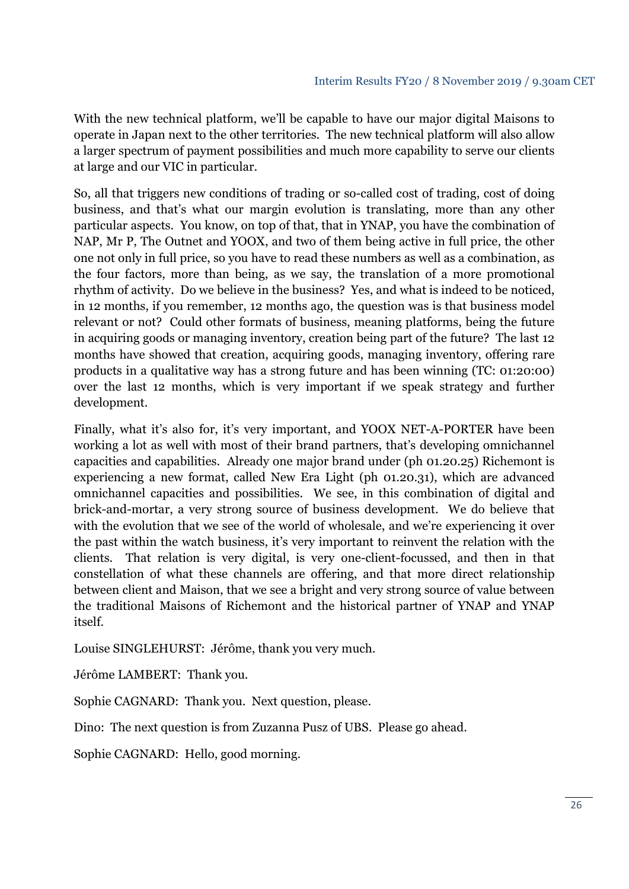With the new technical platform, we'll be capable to have our major digital Maisons to operate in Japan next to the other territories. The new technical platform will also allow a larger spectrum of payment possibilities and much more capability to serve our clients at large and our VIC in particular.

So, all that triggers new conditions of trading or so-called cost of trading, cost of doing business, and that's what our margin evolution is translating, more than any other particular aspects. You know, on top of that, that in YNAP, you have the combination of NAP, Mr P, The Outnet and YOOX, and two of them being active in full price, the other one not only in full price, so you have to read these numbers as well as a combination, as the four factors, more than being, as we say, the translation of a more promotional rhythm of activity. Do we believe in the business? Yes, and what is indeed to be noticed, in 12 months, if you remember, 12 months ago, the question was is that business model relevant or not? Could other formats of business, meaning platforms, being the future in acquiring goods or managing inventory, creation being part of the future? The last 12 months have showed that creation, acquiring goods, managing inventory, offering rare products in a qualitative way has a strong future and has been winning (TC: 01:20:00) over the last 12 months, which is very important if we speak strategy and further development.

Finally, what it's also for, it's very important, and YOOX NET-A-PORTER have been working a lot as well with most of their brand partners, that's developing omnichannel capacities and capabilities. Already one major brand under (ph 01.20.25) Richemont is experiencing a new format, called New Era Light (ph 01.20.31), which are advanced omnichannel capacities and possibilities. We see, in this combination of digital and brick-and-mortar, a very strong source of business development. We do believe that with the evolution that we see of the world of wholesale, and we're experiencing it over the past within the watch business, it's very important to reinvent the relation with the clients. That relation is very digital, is very one-client-focussed, and then in that constellation of what these channels are offering, and that more direct relationship between client and Maison, that we see a bright and very strong source of value between the traditional Maisons of Richemont and the historical partner of YNAP and YNAP itself.

Louise SINGLEHURST: Jérôme, thank you very much.

Jérôme LAMBERT: Thank you.

Sophie CAGNARD: Thank you. Next question, please.

Dino: The next question is from Zuzanna Pusz of UBS. Please go ahead.

Sophie CAGNARD: Hello, good morning.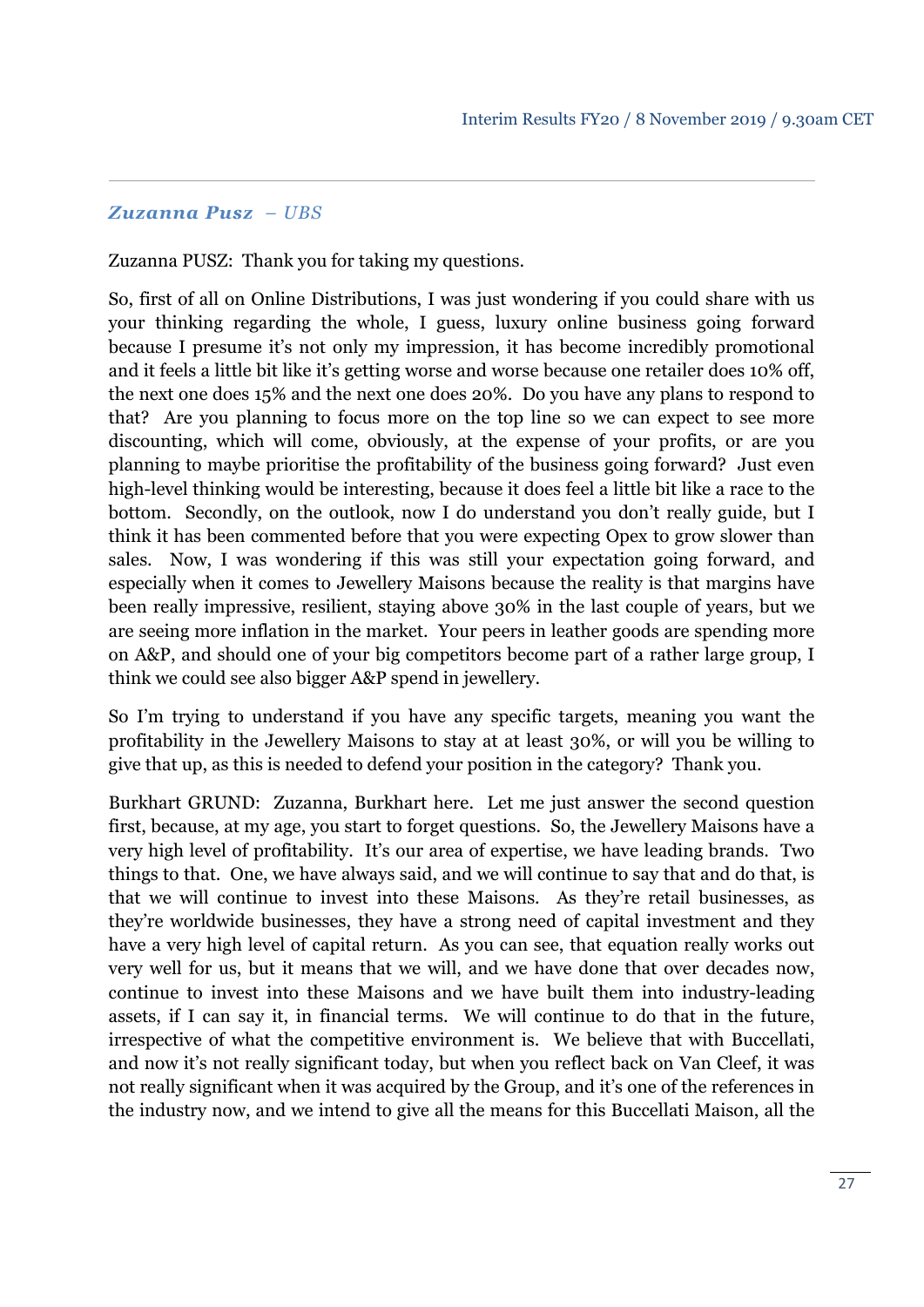### *Zuzanna Pusz – UBS*

Zuzanna PUSZ: Thank you for taking my questions.

So, first of all on Online Distributions, I was just wondering if you could share with us your thinking regarding the whole, I guess, luxury online business going forward because I presume it's not only my impression, it has become incredibly promotional and it feels a little bit like it's getting worse and worse because one retailer does 10% off, the next one does 15% and the next one does 20%. Do you have any plans to respond to that? Are you planning to focus more on the top line so we can expect to see more discounting, which will come, obviously, at the expense of your profits, or are you planning to maybe prioritise the profitability of the business going forward? Just even high-level thinking would be interesting, because it does feel a little bit like a race to the bottom. Secondly, on the outlook, now I do understand you don't really guide, but I think it has been commented before that you were expecting Opex to grow slower than sales. Now, I was wondering if this was still your expectation going forward, and especially when it comes to Jewellery Maisons because the reality is that margins have been really impressive, resilient, staying above 30% in the last couple of years, but we are seeing more inflation in the market. Your peers in leather goods are spending more on A&P, and should one of your big competitors become part of a rather large group, I think we could see also bigger A&P spend in jewellery.

So I'm trying to understand if you have any specific targets, meaning you want the profitability in the Jewellery Maisons to stay at at least 30%, or will you be willing to give that up, as this is needed to defend your position in the category? Thank you.

Burkhart GRUND: Zuzanna, Burkhart here. Let me just answer the second question first, because, at my age, you start to forget questions. So, the Jewellery Maisons have a very high level of profitability. It's our area of expertise, we have leading brands. Two things to that. One, we have always said, and we will continue to say that and do that, is that we will continue to invest into these Maisons. As they're retail businesses, as they're worldwide businesses, they have a strong need of capital investment and they have a very high level of capital return. As you can see, that equation really works out very well for us, but it means that we will, and we have done that over decades now, continue to invest into these Maisons and we have built them into industry-leading assets, if I can say it, in financial terms. We will continue to do that in the future, irrespective of what the competitive environment is. We believe that with Buccellati, and now it's not really significant today, but when you reflect back on Van Cleef, it was not really significant when it was acquired by the Group, and it's one of the references in the industry now, and we intend to give all the means for this Buccellati Maison, all the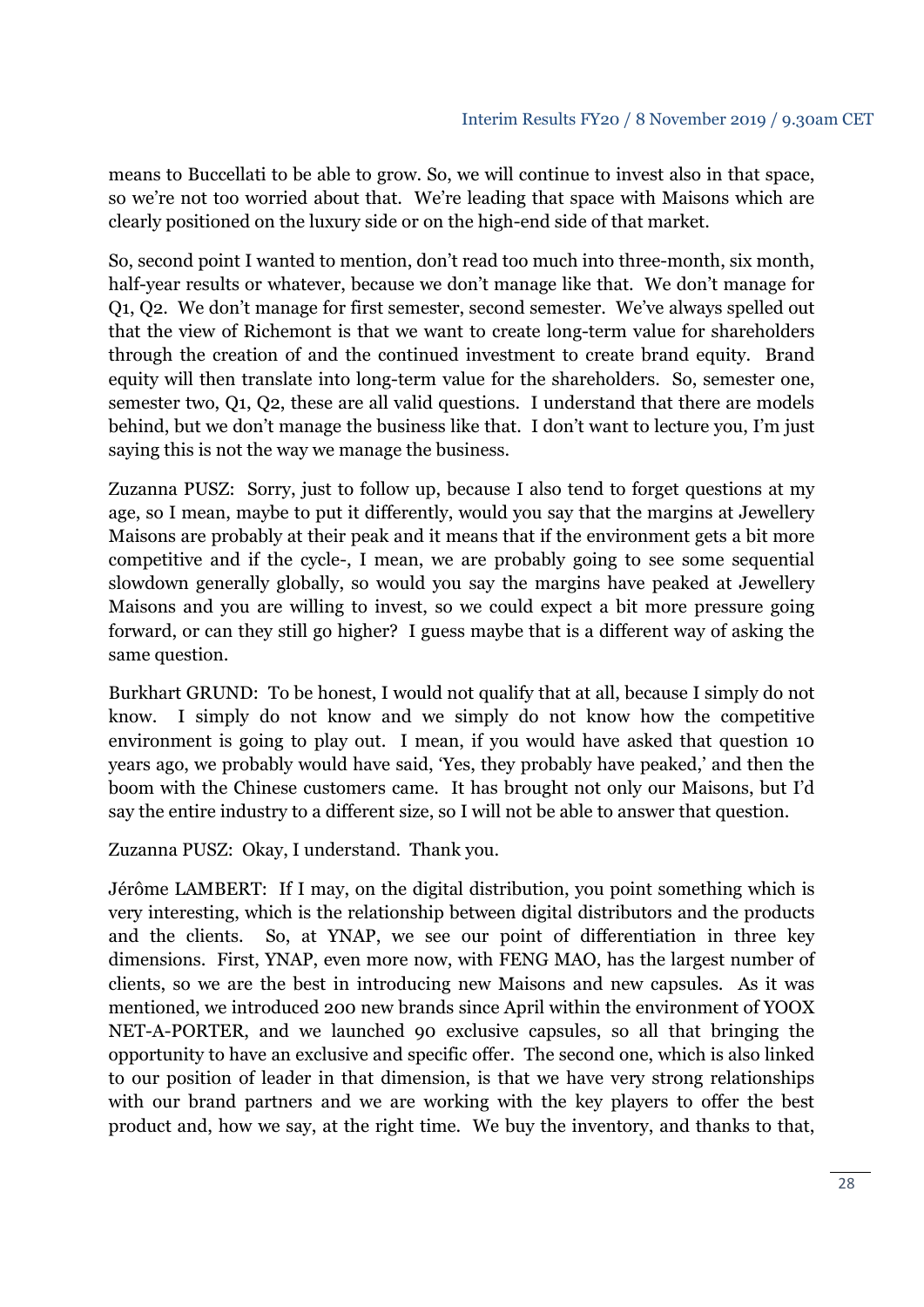means to Buccellati to be able to grow. So, we will continue to invest also in that space, so we're not too worried about that. We're leading that space with Maisons which are clearly positioned on the luxury side or on the high-end side of that market.

So, second point I wanted to mention, don't read too much into three-month, six month, half-year results or whatever, because we don't manage like that. We don't manage for Q1, Q2. We don't manage for first semester, second semester. We've always spelled out that the view of Richemont is that we want to create long-term value for shareholders through the creation of and the continued investment to create brand equity. Brand equity will then translate into long-term value for the shareholders. So, semester one, semester two, Q1, Q2, these are all valid questions. I understand that there are models behind, but we don't manage the business like that. I don't want to lecture you, I'm just saying this is not the way we manage the business.

Zuzanna PUSZ: Sorry, just to follow up, because I also tend to forget questions at my age, so I mean, maybe to put it differently, would you say that the margins at Jewellery Maisons are probably at their peak and it means that if the environment gets a bit more competitive and if the cycle-, I mean, we are probably going to see some sequential slowdown generally globally, so would you say the margins have peaked at Jewellery Maisons and you are willing to invest, so we could expect a bit more pressure going forward, or can they still go higher? I guess maybe that is a different way of asking the same question.

Burkhart GRUND: To be honest, I would not qualify that at all, because I simply do not know. I simply do not know and we simply do not know how the competitive environment is going to play out. I mean, if you would have asked that question 10 years ago, we probably would have said, 'Yes, they probably have peaked,' and then the boom with the Chinese customers came. It has brought not only our Maisons, but I'd say the entire industry to a different size, so I will not be able to answer that question.

Zuzanna PUSZ: Okay, I understand. Thank you.

Jérôme LAMBERT: If I may, on the digital distribution, you point something which is very interesting, which is the relationship between digital distributors and the products and the clients. So, at YNAP, we see our point of differentiation in three key dimensions. First, YNAP, even more now, with FENG MAO, has the largest number of clients, so we are the best in introducing new Maisons and new capsules. As it was mentioned, we introduced 200 new brands since April within the environment of YOOX NET-A-PORTER, and we launched 90 exclusive capsules, so all that bringing the opportunity to have an exclusive and specific offer. The second one, which is also linked to our position of leader in that dimension, is that we have very strong relationships with our brand partners and we are working with the key players to offer the best product and, how we say, at the right time. We buy the inventory, and thanks to that,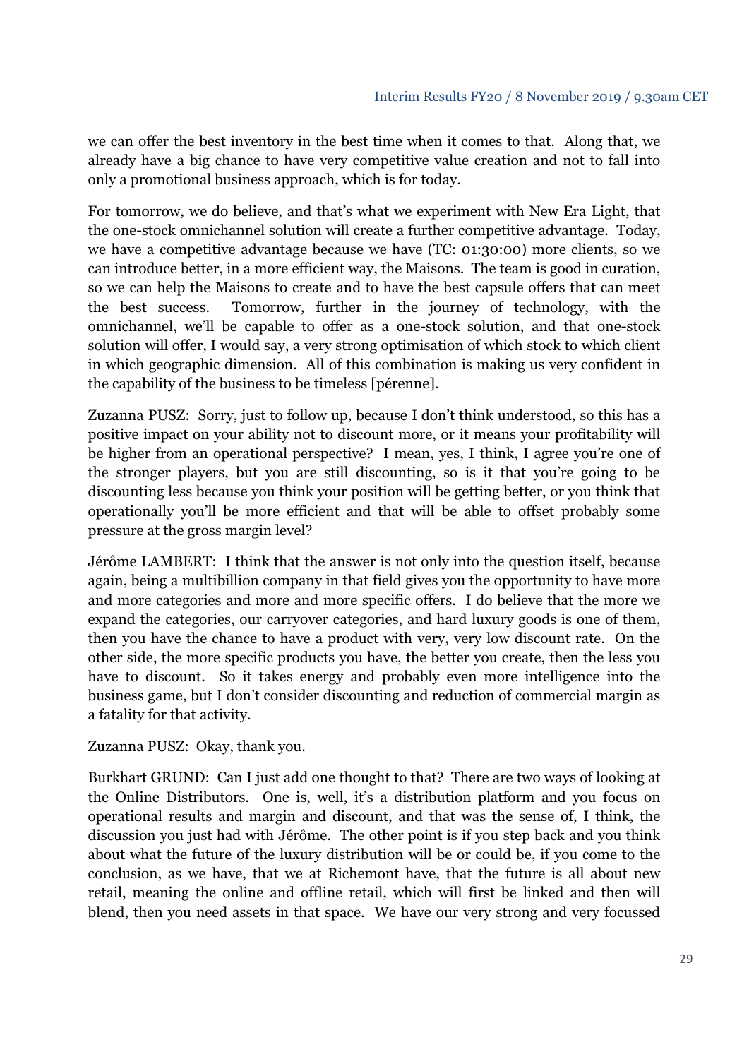we can offer the best inventory in the best time when it comes to that. Along that, we already have a big chance to have very competitive value creation and not to fall into only a promotional business approach, which is for today.

For tomorrow, we do believe, and that's what we experiment with New Era Light, that the one-stock omnichannel solution will create a further competitive advantage. Today, we have a competitive advantage because we have (TC: 01:30:00) more clients, so we can introduce better, in a more efficient way, the Maisons. The team is good in curation, so we can help the Maisons to create and to have the best capsule offers that can meet the best success. Tomorrow, further in the journey of technology, with the omnichannel, we'll be capable to offer as a one-stock solution, and that one-stock solution will offer, I would say, a very strong optimisation of which stock to which client in which geographic dimension. All of this combination is making us very confident in the capability of the business to be timeless [pérenne].

Zuzanna PUSZ: Sorry, just to follow up, because I don't think understood, so this has a positive impact on your ability not to discount more, or it means your profitability will be higher from an operational perspective? I mean, yes, I think, I agree you're one of the stronger players, but you are still discounting, so is it that you're going to be discounting less because you think your position will be getting better, or you think that operationally you'll be more efficient and that will be able to offset probably some pressure at the gross margin level?

Jérôme LAMBERT: I think that the answer is not only into the question itself, because again, being a multibillion company in that field gives you the opportunity to have more and more categories and more and more specific offers. I do believe that the more we expand the categories, our carryover categories, and hard luxury goods is one of them, then you have the chance to have a product with very, very low discount rate. On the other side, the more specific products you have, the better you create, then the less you have to discount. So it takes energy and probably even more intelligence into the business game, but I don't consider discounting and reduction of commercial margin as a fatality for that activity.

Zuzanna PUSZ: Okay, thank you.

Burkhart GRUND: Can I just add one thought to that? There are two ways of looking at the Online Distributors. One is, well, it's a distribution platform and you focus on operational results and margin and discount, and that was the sense of, I think, the discussion you just had with Jérôme. The other point is if you step back and you think about what the future of the luxury distribution will be or could be, if you come to the conclusion, as we have, that we at Richemont have, that the future is all about new retail, meaning the online and offline retail, which will first be linked and then will blend, then you need assets in that space. We have our very strong and very focussed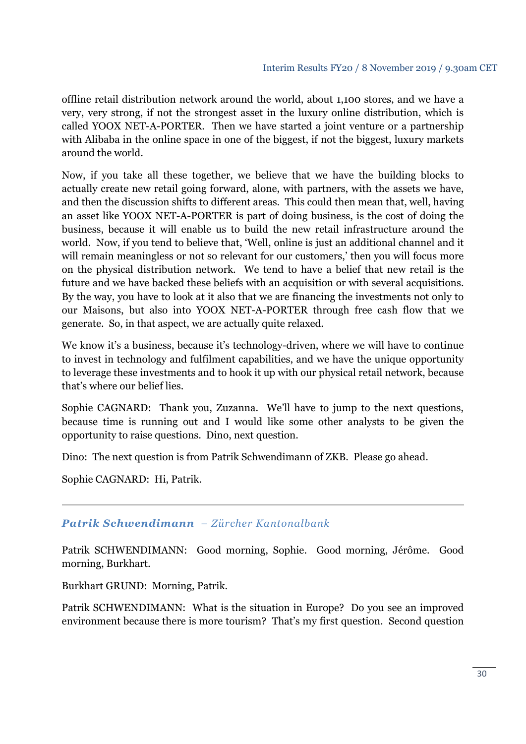offline retail distribution network around the world, about 1,100 stores, and we have a very, very strong, if not the strongest asset in the luxury online distribution, which is called YOOX NET-A-PORTER. Then we have started a joint venture or a partnership with Alibaba in the online space in one of the biggest, if not the biggest, luxury markets around the world.

Now, if you take all these together, we believe that we have the building blocks to actually create new retail going forward, alone, with partners, with the assets we have, and then the discussion shifts to different areas. This could then mean that, well, having an asset like YOOX NET-A-PORTER is part of doing business, is the cost of doing the business, because it will enable us to build the new retail infrastructure around the world. Now, if you tend to believe that, 'Well, online is just an additional channel and it will remain meaningless or not so relevant for our customers,' then you will focus more on the physical distribution network. We tend to have a belief that new retail is the future and we have backed these beliefs with an acquisition or with several acquisitions. By the way, you have to look at it also that we are financing the investments not only to our Maisons, but also into YOOX NET-A-PORTER through free cash flow that we generate. So, in that aspect, we are actually quite relaxed.

We know it's a business, because it's technology-driven, where we will have to continue to invest in technology and fulfilment capabilities, and we have the unique opportunity to leverage these investments and to hook it up with our physical retail network, because that's where our belief lies.

Sophie CAGNARD: Thank you, Zuzanna. We'll have to jump to the next questions, because time is running out and I would like some other analysts to be given the opportunity to raise questions. Dino, next question.

Dino: The next question is from Patrik Schwendimann of ZKB. Please go ahead.

Sophie CAGNARD: Hi, Patrik.

---

### ***Patrik Schwendimann*** *– Zürcher Kantonalbank*

Patrik SCHWENDIMANN: Good morning, Sophie. Good morning, Jérôme. Good morning, Burkhart.

Burkhart GRUND: Morning, Patrik.

Patrik SCHWENDIMANN: What is the situation in Europe? Do you see an improved environment because there is more tourism? That's my first question. Second question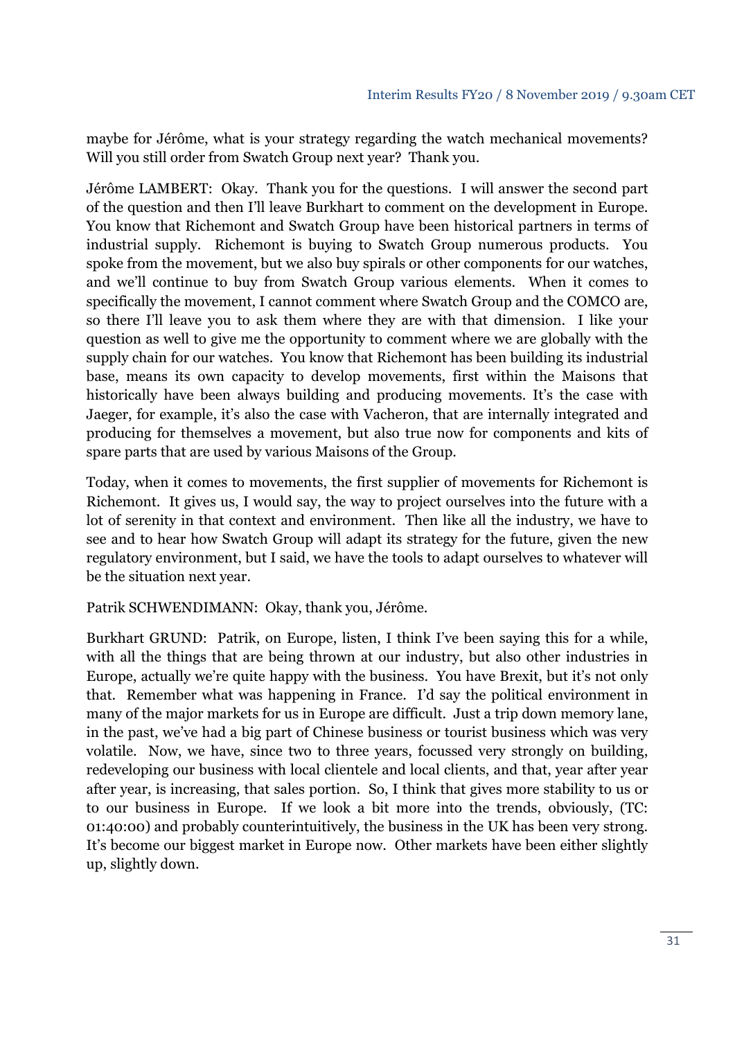maybe for Jérôme, what is your strategy regarding the watch mechanical movements? Will you still order from Swatch Group next year? Thank you.

Jérôme LAMBERT: Okay. Thank you for the questions. I will answer the second part of the question and then I'll leave Burkhart to comment on the development in Europe. You know that Richemont and Swatch Group have been historical partners in terms of industrial supply. Richemont is buying to Swatch Group numerous products. You spoke from the movement, but we also buy spirals or other components for our watches, and we'll continue to buy from Swatch Group various elements. When it comes to specifically the movement, I cannot comment where Swatch Group and the COMCO are, so there I'll leave you to ask them where they are with that dimension. I like your question as well to give me the opportunity to comment where we are globally with the supply chain for our watches. You know that Richemont has been building its industrial base, means its own capacity to develop movements, first within the Maisons that historically have been always building and producing movements. It's the case with Jaeger, for example, it's also the case with Vacheron, that are internally integrated and producing for themselves a movement, but also true now for components and kits of spare parts that are used by various Maisons of the Group.

Today, when it comes to movements, the first supplier of movements for Richemont is Richemont. It gives us, I would say, the way to project ourselves into the future with a lot of serenity in that context and environment. Then like all the industry, we have to see and to hear how Swatch Group will adapt its strategy for the future, given the new regulatory environment, but I said, we have the tools to adapt ourselves to whatever will be the situation next year.

Patrik SCHWENDIMANN: Okay, thank you, Jérôme.

Burkhart GRUND: Patrik, on Europe, listen, I think I've been saying this for a while, with all the things that are being thrown at our industry, but also other industries in Europe, actually we're quite happy with the business. You have Brexit, but it's not only that. Remember what was happening in France. I'd say the political environment in many of the major markets for us in Europe are difficult. Just a trip down memory lane, in the past, we've had a big part of Chinese business or tourist business which was very volatile. Now, we have, since two to three years, focussed very strongly on building, redeveloping our business with local clientele and local clients, and that, year after year after year, is increasing, that sales portion. So, I think that gives more stability to us or to our business in Europe. If we look a bit more into the trends, obviously, (TC: 01:40:00) and probably counterintuitively, the business in the UK has been very strong. It's become our biggest market in Europe now. Other markets have been either slightly up, slightly down.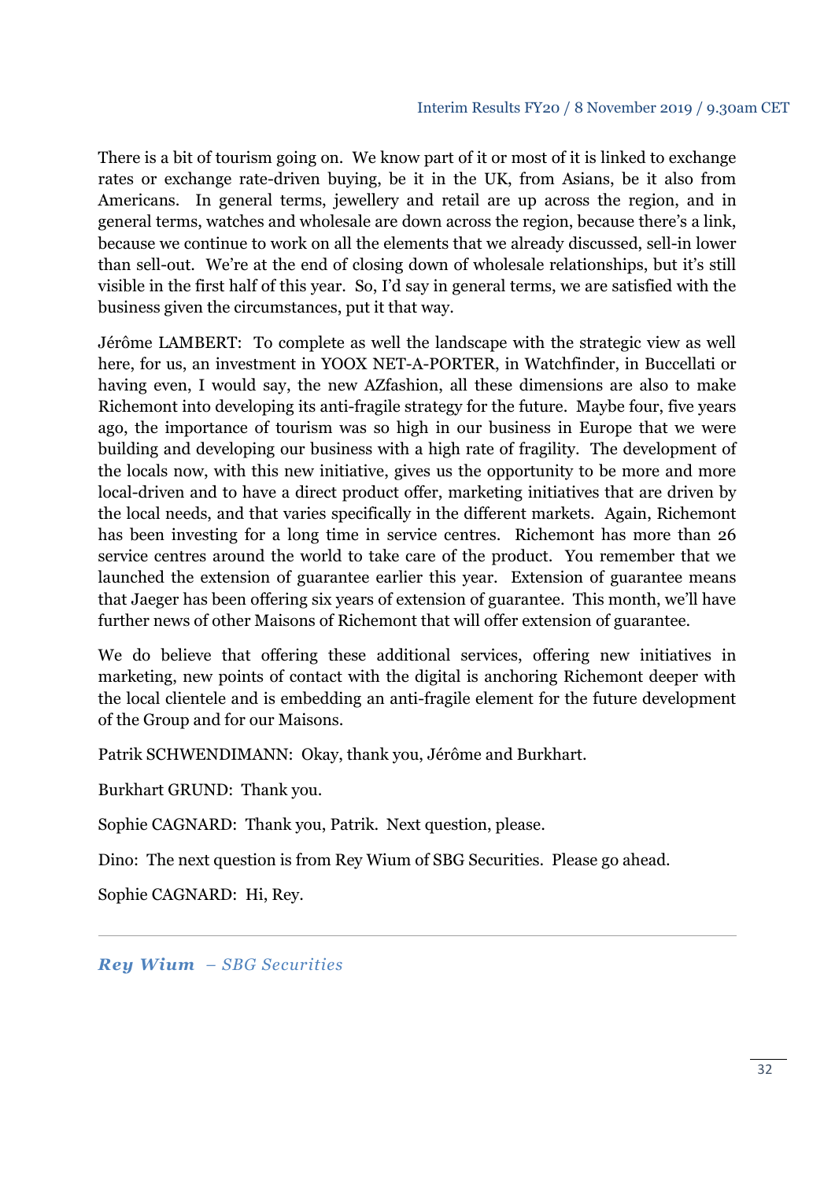There is a bit of tourism going on. We know part of it or most of it is linked to exchange rates or exchange rate-driven buying, be it in the UK, from Asians, be it also from Americans. In general terms, jewellery and retail are up across the region, and in general terms, watches and wholesale are down across the region, because there's a link, because we continue to work on all the elements that we already discussed, sell-in lower than sell-out. We're at the end of closing down of wholesale relationships, but it's still visible in the first half of this year. So, I'd say in general terms, we are satisfied with the business given the circumstances, put it that way.

Jérôme LAMBERT: To complete as well the landscape with the strategic view as well here, for us, an investment in YOOX NET-A-PORTER, in Watchfinder, in Buccellati or having even, I would say, the new AZfashion, all these dimensions are also to make Richemont into developing its anti-fragile strategy for the future. Maybe four, five years ago, the importance of tourism was so high in our business in Europe that we were building and developing our business with a high rate of fragility. The development of the locals now, with this new initiative, gives us the opportunity to be more and more local-driven and to have a direct product offer, marketing initiatives that are driven by the local needs, and that varies specifically in the different markets. Again, Richemont has been investing for a long time in service centres. Richemont has more than 26 service centres around the world to take care of the product. You remember that we launched the extension of guarantee earlier this year. Extension of guarantee means that Jaeger has been offering six years of extension of guarantee. This month, we'll have further news of other Maisons of Richemont that will offer extension of guarantee.

We do believe that offering these additional services, offering new initiatives in marketing, new points of contact with the digital is anchoring Richemont deeper with the local clientele and is embedding an anti-fragile element for the future development of the Group and for our Maisons.

Patrik SCHWENDIMANN: Okay, thank you, Jérôme and Burkhart.

Burkhart GRUND: Thank you.

Sophie CAGNARD: Thank you, Patrik. Next question, please.

Dino: The next question is from Rey Wium of SBG Securities. Please go ahead.

Sophie CAGNARD: Hi, Rey.

---

***Rey Wium*** *– SBG Securities*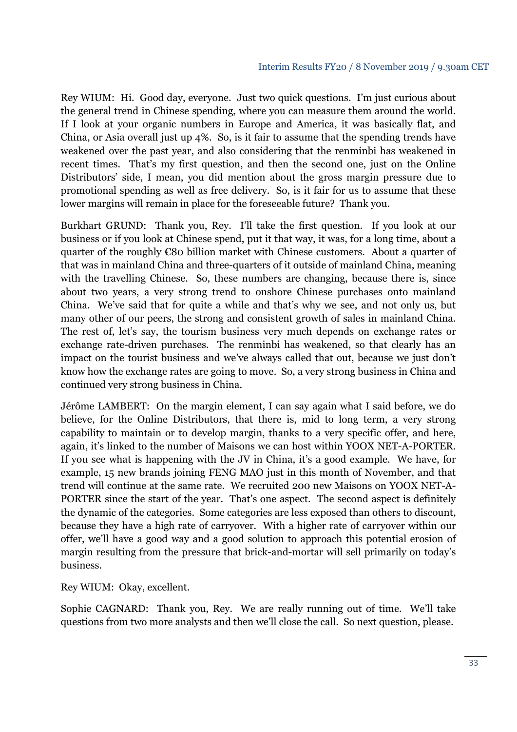Rey WIUM: Hi. Good day, everyone. Just two quick questions. I'm just curious about the general trend in Chinese spending, where you can measure them around the world. If I look at your organic numbers in Europe and America, it was basically flat, and China, or Asia overall just up 4%. So, is it fair to assume that the spending trends have weakened over the past year, and also considering that the renminbi has weakened in recent times. That's my first question, and then the second one, just on the Online Distributors' side, I mean, you did mention about the gross margin pressure due to promotional spending as well as free delivery. So, is it fair for us to assume that these lower margins will remain in place for the foreseeable future? Thank you.

Burkhart GRUND: Thank you, Rey. I'll take the first question. If you look at our business or if you look at Chinese spend, put it that way, it was, for a long time, about a quarter of the roughly €80 billion market with Chinese customers. About a quarter of that was in mainland China and three-quarters of it outside of mainland China, meaning with the travelling Chinese. So, these numbers are changing, because there is, since about two years, a very strong trend to onshore Chinese purchases onto mainland China. We've said that for quite a while and that's why we see, and not only us, but many other of our peers, the strong and consistent growth of sales in mainland China. The rest of, let's say, the tourism business very much depends on exchange rates or exchange rate-driven purchases. The renminbi has weakened, so that clearly has an impact on the tourist business and we've always called that out, because we just don't know how the exchange rates are going to move. So, a very strong business in China and continued very strong business in China.

Jérôme LAMBERT: On the margin element, I can say again what I said before, we do believe, for the Online Distributors, that there is, mid to long term, a very strong capability to maintain or to develop margin, thanks to a very specific offer, and here, again, it's linked to the number of Maisons we can host within YOOX NET-A-PORTER. If you see what is happening with the JV in China, it's a good example. We have, for example, 15 new brands joining FENG MAO just in this month of November, and that trend will continue at the same rate. We recruited 200 new Maisons on YOOX NET-A-PORTER since the start of the year. That's one aspect. The second aspect is definitely the dynamic of the categories. Some categories are less exposed than others to discount, because they have a high rate of carryover. With a higher rate of carryover within our offer, we'll have a good way and a good solution to approach this potential erosion of margin resulting from the pressure that brick-and-mortar will sell primarily on today's business.

Rey WIUM: Okay, excellent.

Sophie CAGNARD: Thank you, Rey. We are really running out of time. We'll take questions from two more analysts and then we'll close the call. So next question, please.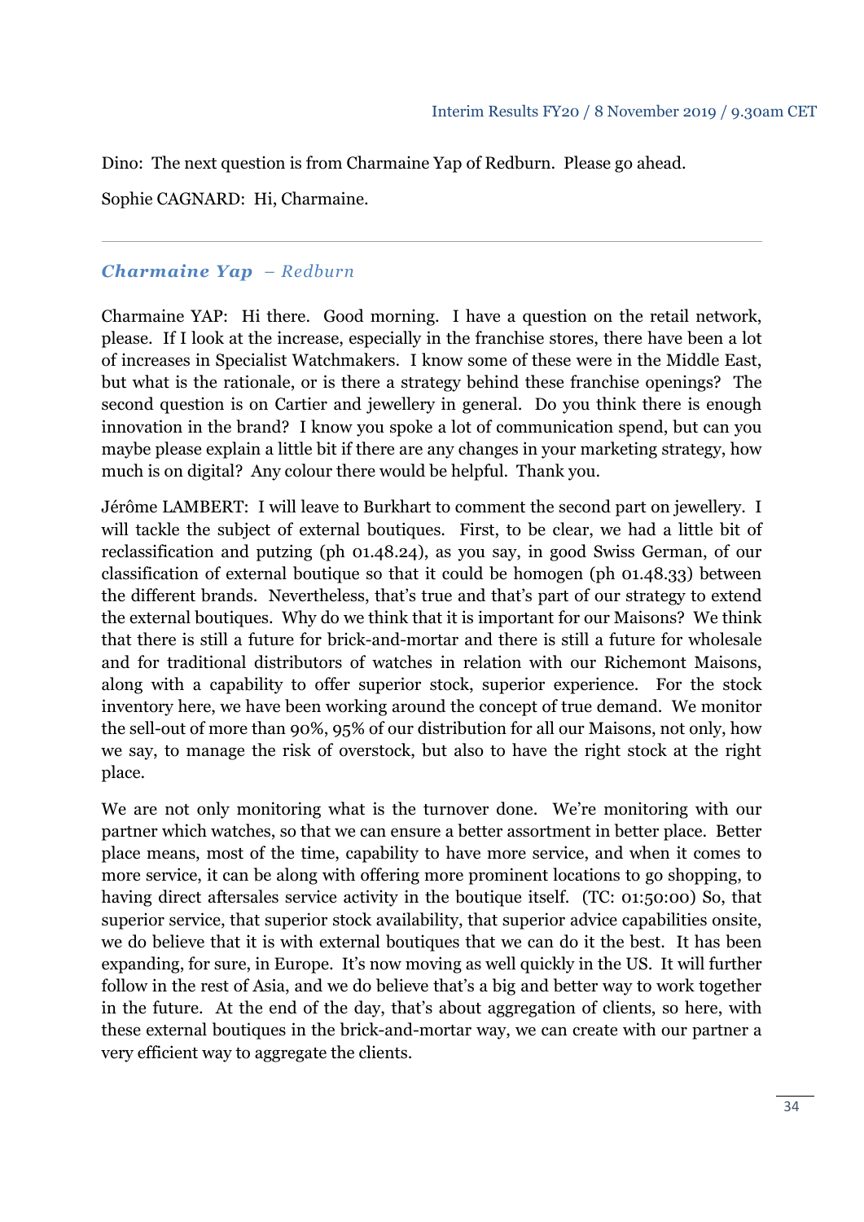Dino: The next question is from Charmaine Yap of Redburn. Please go ahead.

Sophie CAGNARD: Hi, Charmaine.

---

### *Charmaine Yap – Redburn*

Charmaine YAP: Hi there. Good morning. I have a question on the retail network, please. If I look at the increase, especially in the franchise stores, there have been a lot of increases in Specialist Watchmakers. I know some of these were in the Middle East, but what is the rationale, or is there a strategy behind these franchise openings? The second question is on Cartier and jewellery in general. Do you think there is enough innovation in the brand? I know you spoke a lot of communication spend, but can you maybe please explain a little bit if there are any changes in your marketing strategy, how much is on digital? Any colour there would be helpful. Thank you.

Jérôme LAMBERT: I will leave to Burkhart to comment the second part on jewellery. I will tackle the subject of external boutiques. First, to be clear, we had a little bit of reclassification and putzing (ph 01.48.24), as you say, in good Swiss German, of our classification of external boutique so that it could be homogen (ph 01.48.33) between the different brands. Nevertheless, that's true and that's part of our strategy to extend the external boutiques. Why do we think that it is important for our Maisons? We think that there is still a future for brick-and-mortar and there is still a future for wholesale and for traditional distributors of watches in relation with our Richemont Maisons, along with a capability to offer superior stock, superior experience. For the stock inventory here, we have been working around the concept of true demand. We monitor the sell-out of more than 90%, 95% of our distribution for all our Maisons, not only, how we say, to manage the risk of overstock, but also to have the right stock at the right place.

We are not only monitoring what is the turnover done. We're monitoring with our partner which watches, so that we can ensure a better assortment in better place. Better place means, most of the time, capability to have more service, and when it comes to more service, it can be along with offering more prominent locations to go shopping, to having direct aftersales service activity in the boutique itself. (TC: 01:50:00) So, that superior service, that superior stock availability, that superior advice capabilities onsite, we do believe that it is with external boutiques that we can do it the best. It has been expanding, for sure, in Europe. It's now moving as well quickly in the US. It will further follow in the rest of Asia, and we do believe that's a big and better way to work together in the future. At the end of the day, that's about aggregation of clients, so here, with these external boutiques in the brick-and-mortar way, we can create with our partner a very efficient way to aggregate the clients.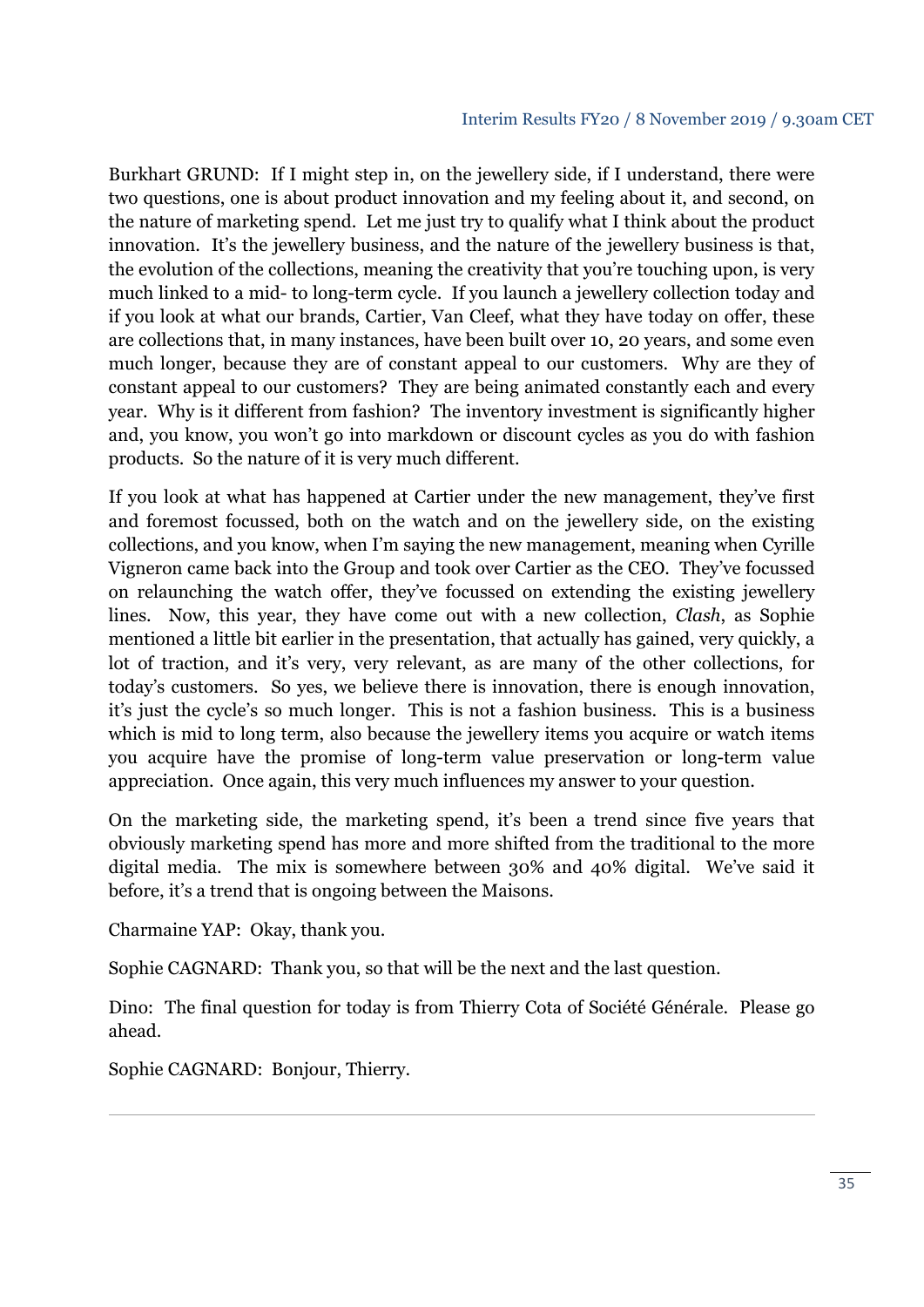Burkhart GRUND: If I might step in, on the jewellery side, if I understand, there were two questions, one is about product innovation and my feeling about it, and second, on the nature of marketing spend. Let me just try to qualify what I think about the product innovation. It's the jewellery business, and the nature of the jewellery business is that, the evolution of the collections, meaning the creativity that you're touching upon, is very much linked to a mid- to long-term cycle. If you launch a jewellery collection today and if you look at what our brands, Cartier, Van Cleef, what they have today on offer, these are collections that, in many instances, have been built over 10, 20 years, and some even much longer, because they are of constant appeal to our customers. Why are they of constant appeal to our customers? They are being animated constantly each and every year. Why is it different from fashion? The inventory investment is significantly higher and, you know, you won't go into markdown or discount cycles as you do with fashion products. So the nature of it is very much different.

If you look at what has happened at Cartier under the new management, they've first and foremost focussed, both on the watch and on the jewellery side, on the existing collections, and you know, when I'm saying the new management, meaning when Cyrille Vigneron came back into the Group and took over Cartier as the CEO. They've focussed on relaunching the watch offer, they've focussed on extending the existing jewellery lines. Now, this year, they have come out with a new collection, *Clash*, as Sophie mentioned a little bit earlier in the presentation, that actually has gained, very quickly, a lot of traction, and it's very, very relevant, as are many of the other collections, for today's customers. So yes, we believe there is innovation, there is enough innovation, it's just the cycle's so much longer. This is not a fashion business. This is a business which is mid to long term, also because the jewellery items you acquire or watch items you acquire have the promise of long-term value preservation or long-term value appreciation. Once again, this very much influences my answer to your question.

On the marketing side, the marketing spend, it's been a trend since five years that obviously marketing spend has more and more shifted from the traditional to the more digital media. The mix is somewhere between 30% and 40% digital. We've said it before, it's a trend that is ongoing between the Maisons.

Charmaine YAP: Okay, thank you.

Sophie CAGNARD: Thank you, so that will be the next and the last question.

Dino: The final question for today is from Thierry Cota of Société Générale. Please go ahead.

Sophie CAGNARD: Bonjour, Thierry.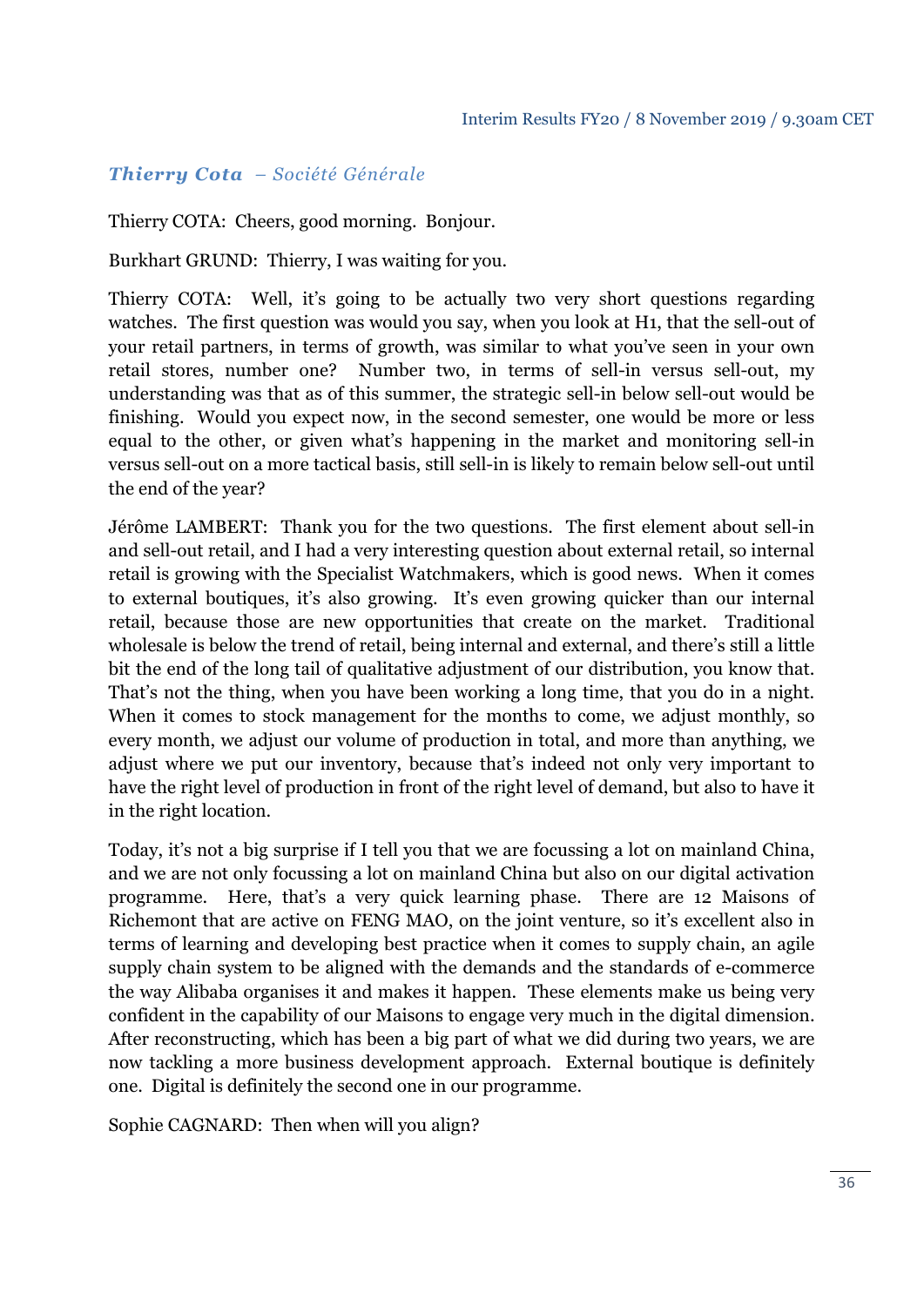### ***Thierry Cota** – Société Générale*

Thierry COTA: Cheers, good morning. Bonjour.

Burkhart GRUND: Thierry, I was waiting for you.

Thierry COTA: Well, it's going to be actually two very short questions regarding watches. The first question was would you say, when you look at H1, that the sell-out of your retail partners, in terms of growth, was similar to what you've seen in your own retail stores, number one? Number two, in terms of sell-in versus sell-out, my understanding was that as of this summer, the strategic sell-in below sell-out would be finishing. Would you expect now, in the second semester, one would be more or less equal to the other, or given what's happening in the market and monitoring sell-in versus sell-out on a more tactical basis, still sell-in is likely to remain below sell-out until the end of the year?

Jérôme LAMBERT: Thank you for the two questions. The first element about sell-in and sell-out retail, and I had a very interesting question about external retail, so internal retail is growing with the Specialist Watchmakers, which is good news. When it comes to external boutiques, it's also growing. It's even growing quicker than our internal retail, because those are new opportunities that create on the market. Traditional wholesale is below the trend of retail, being internal and external, and there's still a little bit the end of the long tail of qualitative adjustment of our distribution, you know that. That's not the thing, when you have been working a long time, that you do in a night. When it comes to stock management for the months to come, we adjust monthly, so every month, we adjust our volume of production in total, and more than anything, we adjust where we put our inventory, because that's indeed not only very important to have the right level of production in front of the right level of demand, but also to have it in the right location.

Today, it's not a big surprise if I tell you that we are focussing a lot on mainland China, and we are not only focussing a lot on mainland China but also on our digital activation programme. Here, that's a very quick learning phase. There are 12 Maisons of Richemont that are active on FENG MAO, on the joint venture, so it's excellent also in terms of learning and developing best practice when it comes to supply chain, an agile supply chain system to be aligned with the demands and the standards of e-commerce the way Alibaba organises it and makes it happen. These elements make us being very confident in the capability of our Maisons to engage very much in the digital dimension. After reconstructing, which has been a big part of what we did during two years, we are now tackling a more business development approach. External boutique is definitely one. Digital is definitely the second one in our programme.

Sophie CAGNARD: Then when will you align?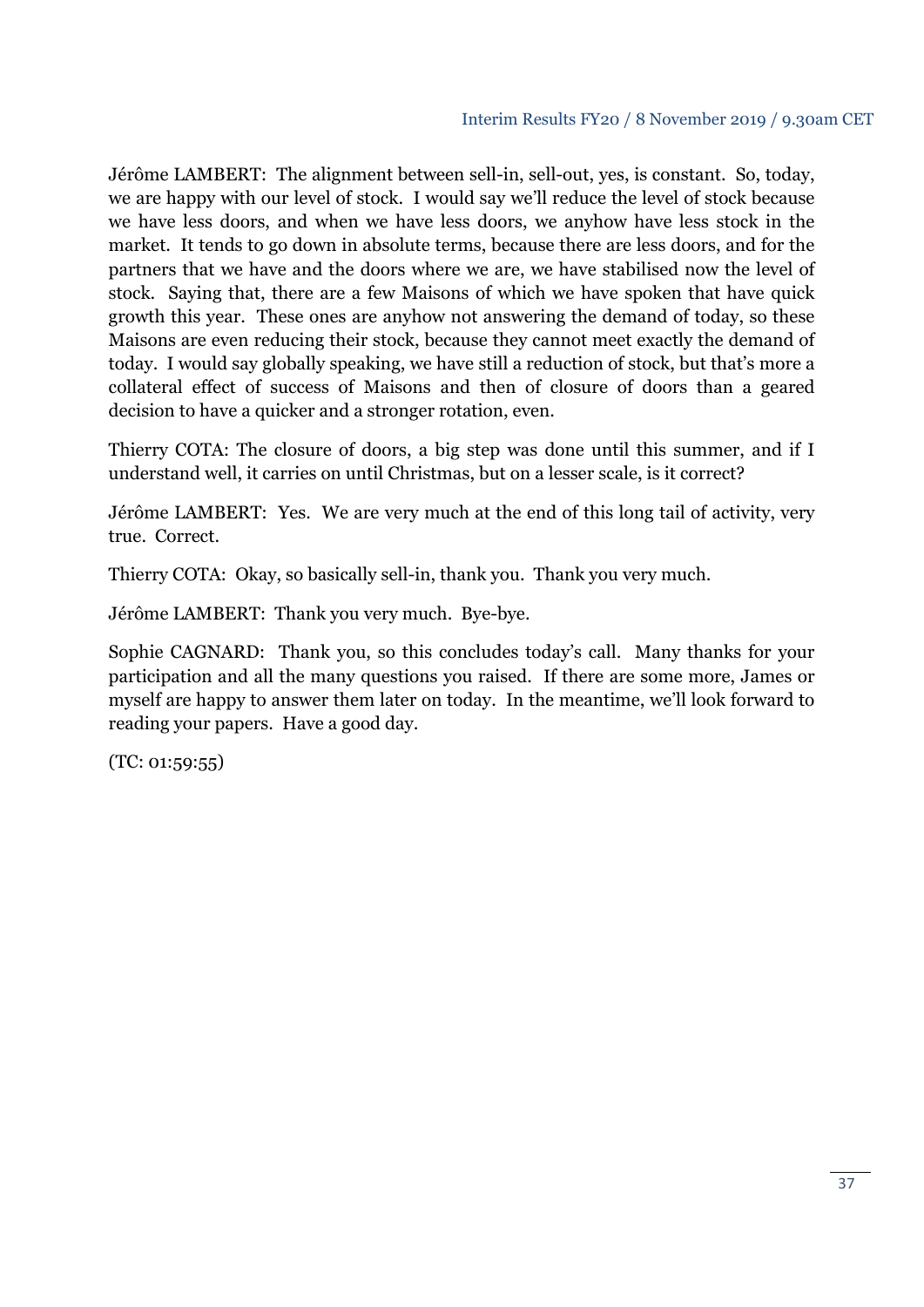Jérôme LAMBERT: The alignment between sell-in, sell-out, yes, is constant. So, today, we are happy with our level of stock. I would say we'll reduce the level of stock because we have less doors, and when we have less doors, we anyhow have less stock in the market. It tends to go down in absolute terms, because there are less doors, and for the partners that we have and the doors where we are, we have stabilised now the level of stock. Saying that, there are a few Maisons of which we have spoken that have quick growth this year. These ones are anyhow not answering the demand of today, so these Maisons are even reducing their stock, because they cannot meet exactly the demand of today. I would say globally speaking, we have still a reduction of stock, but that's more a collateral effect of success of Maisons and then of closure of doors than a geared decision to have a quicker and a stronger rotation, even.

Thierry COTA: The closure of doors, a big step was done until this summer, and if I understand well, it carries on until Christmas, but on a lesser scale, is it correct?

Jérôme LAMBERT: Yes. We are very much at the end of this long tail of activity, very true. Correct.

Thierry COTA: Okay, so basically sell-in, thank you. Thank you very much.

Jérôme LAMBERT: Thank you very much. Bye-bye.

Sophie CAGNARD: Thank you, so this concludes today's call. Many thanks for your participation and all the many questions you raised. If there are some more, James or myself are happy to answer them later on today. In the meantime, we'll look forward to reading your papers. Have a good day.

(TC: 01:59:55)